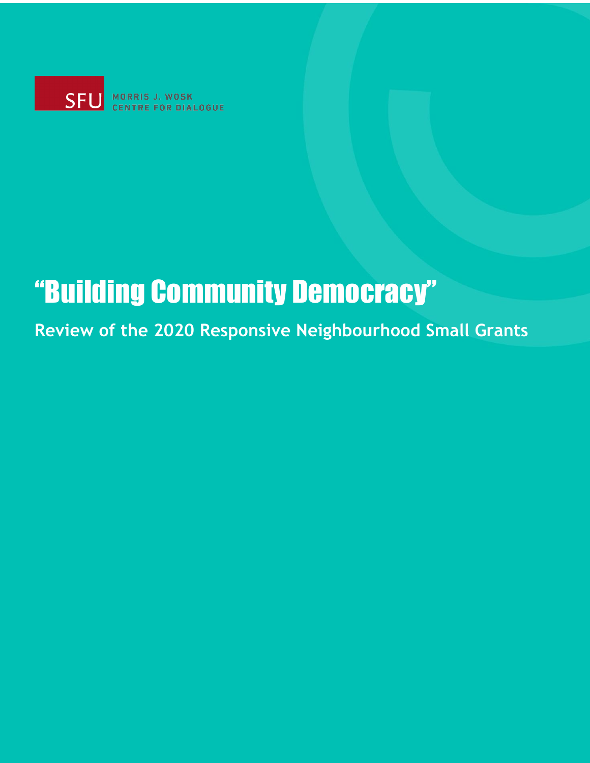SFU MORRIS J. WOSK CENTRE FOR DIALOGUE

# "Building Community Democracy"

**Review of the 2020 Responsive Neighbourhood Small Grants**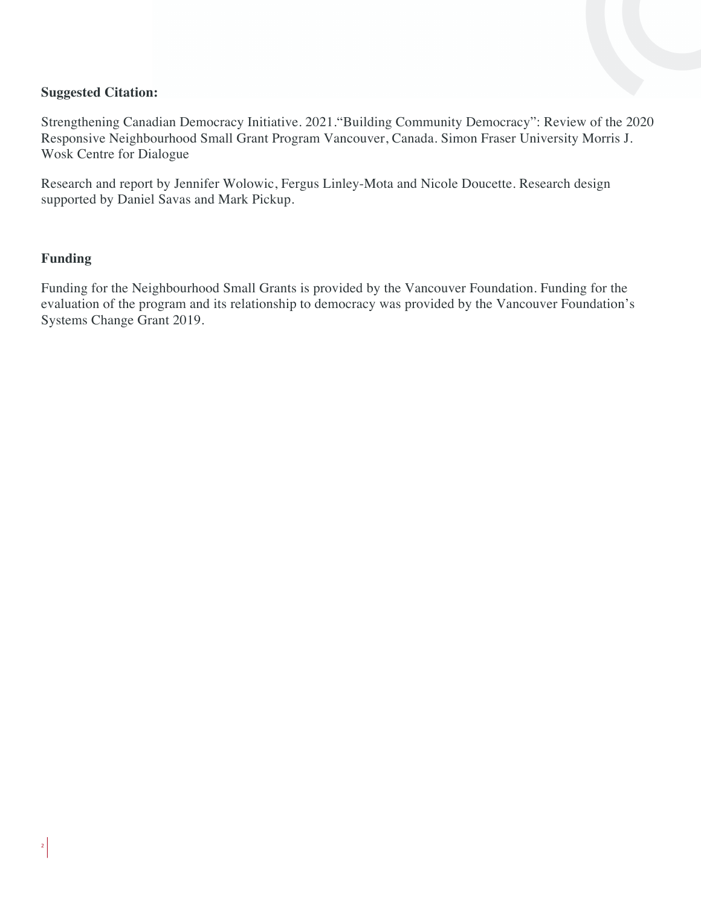**Suggested Citation:**

Strengthening Canadian Democracy Initiative. 2021."Building Community Democracy": Review of the 2020 Responsive Neighbourhood Small Grant Program Vancouver, Canada. Simon Fraser University Morris J. Wosk Centre for Dialogue

Research and report by Jennifer Wolowic, Fergus Linley-Mota and Nicole Doucette. Research design supported by Daniel Savas and Mark Pickup.

**Funding**

Funding for the Neighbourhood Small Grants is provided by the Vancouver Foundation. Funding for the evaluation of the program and its relationship to democracy was provided by the Vancouver Foundation's Systems Change Grant 2019.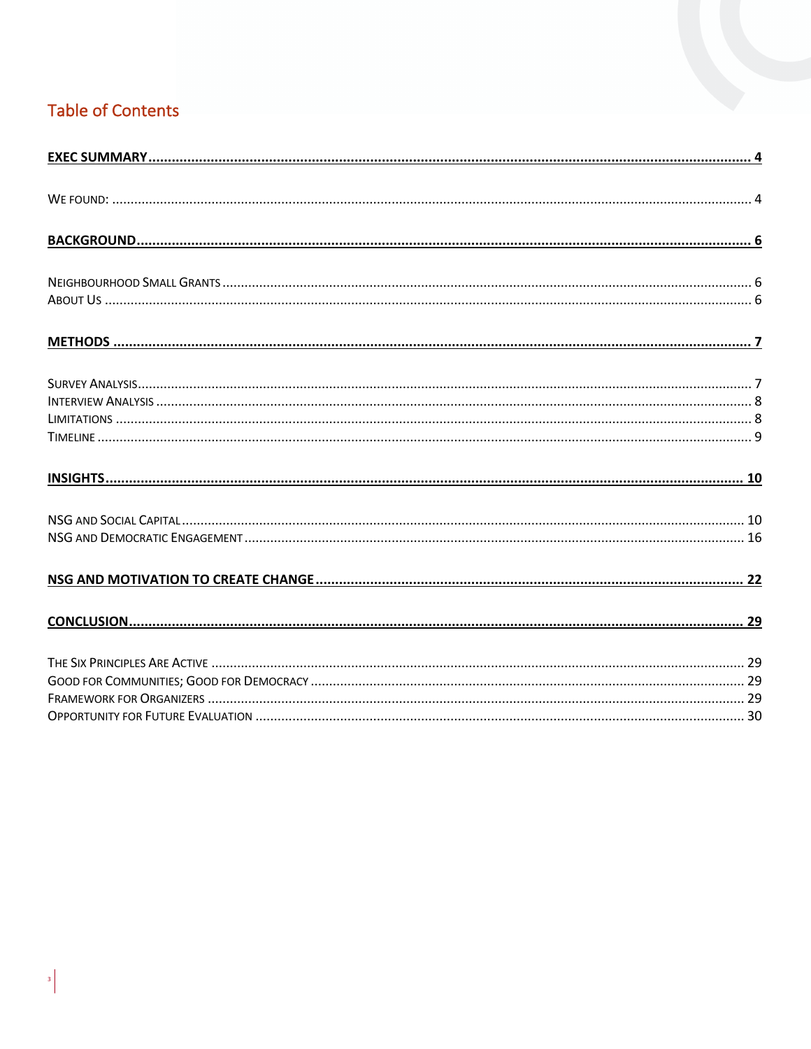## Table of Contents

**EXEC SUMMARY** ............................................................ 4

We found: ............................................................ 4

**BACKGROUND** ............................................................ 6

Neighbourhood Small Grants ............................................................ 6
About Us ............................................................ 6

**METHODS** ............................................................ 7

Survey Analysis ............................................................ 7
Interview Analysis ............................................................ 8
Limitations ............................................................ 8
Timeline ............................................................ 9

**INSIGHTS** ............................................................ 10

NSG and Social Capital ............................................................ 10
NSG and Democratic Engagement ............................................................ 16

**NSG AND MOTIVATION TO CREATE CHANGE** ............................................................ 22

**CONCLUSION** ............................................................ 29

The Six Principles Are Active ............................................................ 29
Good for Communities; Good for Democracy ............................................................ 29
Framework for Organizers ............................................................ 29
Opportunity for Future Evaluation ............................................................ 30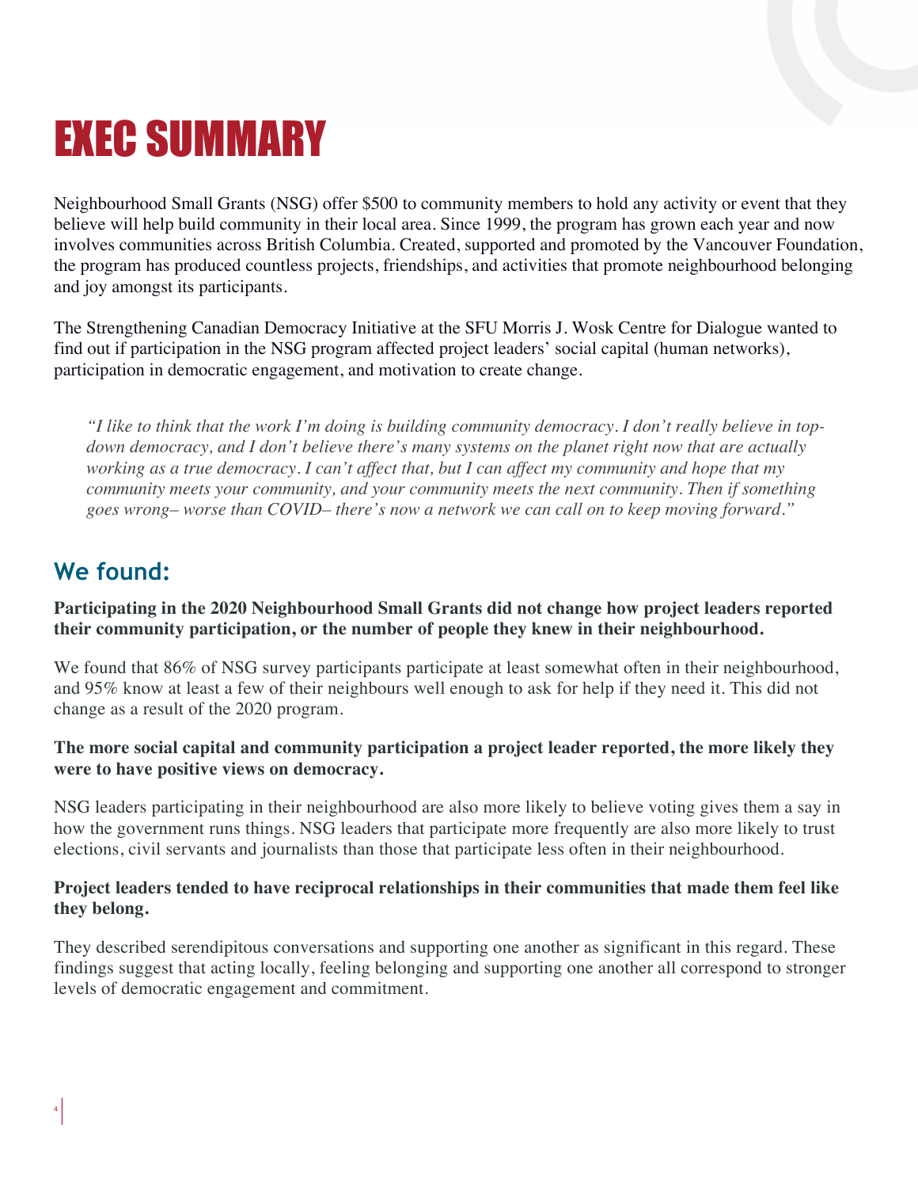# EXEC SUMMARY

Neighbourhood Small Grants (NSG) offer $500 to community members to hold any activity or event that they believe will help build community in their local area. Since 1999, the program has grown each year and now involves communities across British Columbia. Created, supported and promoted by the Vancouver Foundation, the program has produced countless projects, friendships, and activities that promote neighbourhood belonging and joy amongst its participants.

The Strengthening Canadian Democracy Initiative at the SFU Morris J. Wosk Centre for Dialogue wanted to find out if participation in the NSG program affected project leaders' social capital (human networks), participation in democratic engagement, and motivation to create change.

> *"I like to think that the work I'm doing is building community democracy. I don't really believe in top-down democracy, and I don't believe there's many systems on the planet right now that are actually working as a true democracy. I can't affect that, but I can affect my community and hope that my community meets your community, and your community meets the next community. Then if something goes wrong– worse than COVID– there's now a network we can call on to keep moving forward."*

## We found:

**Participating in the 2020 Neighbourhood Small Grants did not change how project leaders reported their community participation, or the number of people they knew in their neighbourhood.**

We found that 86% of NSG survey participants participate at least somewhat often in their neighbourhood, and 95% know at least a few of their neighbours well enough to ask for help if they need it. This did not change as a result of the 2020 program.

**The more social capital and community participation a project leader reported, the more likely they were to have positive views on democracy.**

NSG leaders participating in their neighbourhood are also more likely to believe voting gives them a say in how the government runs things. NSG leaders that participate more frequently are also more likely to trust elections, civil servants and journalists than those that participate less often in their neighbourhood.

**Project leaders tended to have reciprocal relationships in their communities that made them feel like they belong.**

They described serendipitous conversations and supporting one another as significant in this regard. These findings suggest that acting locally, feeling belonging and supporting one another all correspond to stronger levels of democratic engagement and commitment.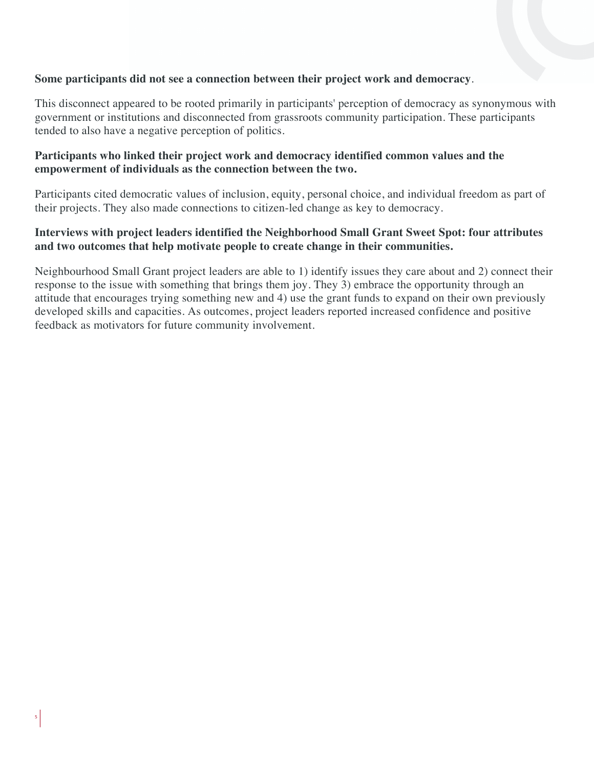**Some participants did not see a connection between their project work and democracy**.

This disconnect appeared to be rooted primarily in participants' perception of democracy as synonymous with government or institutions and disconnected from grassroots community participation. These participants tended to also have a negative perception of politics.

**Participants who linked their project work and democracy identified common values and the empowerment of individuals as the connection between the two.**

Participants cited democratic values of inclusion, equity, personal choice, and individual freedom as part of their projects. They also made connections to citizen-led change as key to democracy.

**Interviews with project leaders identified the Neighborhood Small Grant Sweet Spot: four attributes and two outcomes that help motivate people to create change in their communities.**

Neighbourhood Small Grant project leaders are able to 1) identify issues they care about and 2) connect their response to the issue with something that brings them joy. They 3) embrace the opportunity through an attitude that encourages trying something new and 4) use the grant funds to expand on their own previously developed skills and capacities. As outcomes, project leaders reported increased confidence and positive feedback as motivators for future community involvement.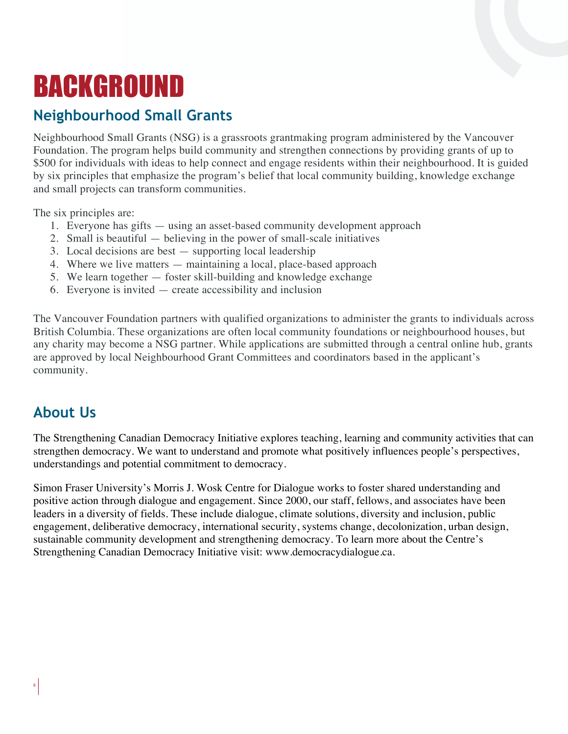# BACKGROUND

## Neighbourhood Small Grants

Neighbourhood Small Grants (NSG) is a grassroots grantmaking program administered by the Vancouver Foundation. The program helps build community and strengthen connections by providing grants of up to $500 for individuals with ideas to help connect and engage residents within their neighbourhood. It is guided by six principles that emphasize the program's belief that local community building, knowledge exchange and small projects can transform communities.

The six principles are:

1. Everyone has gifts — using an asset-based community development approach
2. Small is beautiful — believing in the power of small-scale initiatives
3. Local decisions are best — supporting local leadership
4. Where we live matters — maintaining a local, place-based approach
5. We learn together — foster skill-building and knowledge exchange
6. Everyone is invited — create accessibility and inclusion

The Vancouver Foundation partners with qualified organizations to administer the grants to individuals across British Columbia. These organizations are often local community foundations or neighbourhood houses, but any charity may become a NSG partner. While applications are submitted through a central online hub, grants are approved by local Neighbourhood Grant Committees and coordinators based in the applicant's community.

## About Us

The Strengthening Canadian Democracy Initiative explores teaching, learning and community activities that can strengthen democracy. We want to understand and promote what positively influences people's perspectives, understandings and potential commitment to democracy.

Simon Fraser University's Morris J. Wosk Centre for Dialogue works to foster shared understanding and positive action through dialogue and engagement. Since 2000, our staff, fellows, and associates have been leaders in a diversity of fields. These include dialogue, climate solutions, diversity and inclusion, public engagement, deliberative democracy, international security, systems change, decolonization, urban design, sustainable community development and strengthening democracy. To learn more about the Centre's Strengthening Canadian Democracy Initiative visit: www.democracydialogue.ca.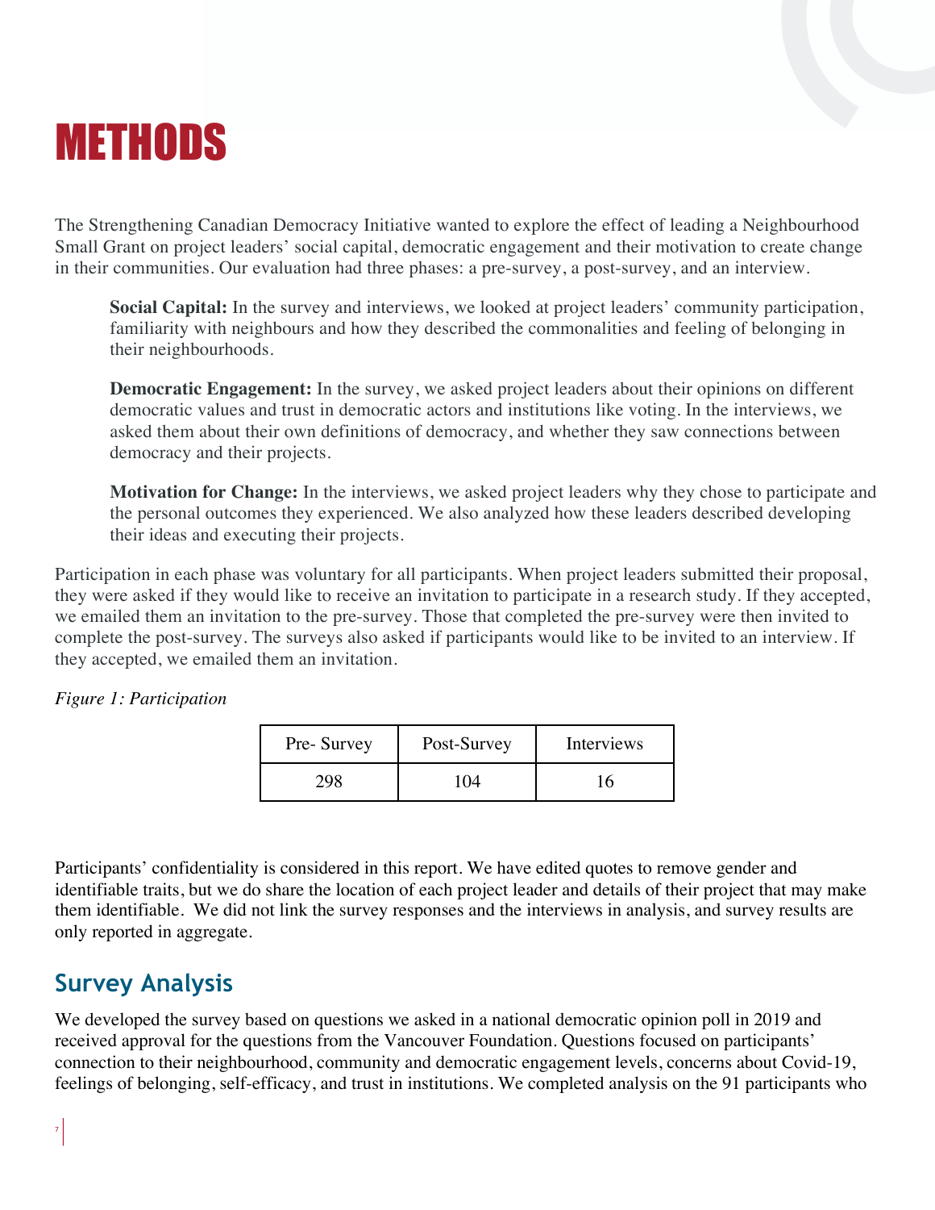# METHODS

The Strengthening Canadian Democracy Initiative wanted to explore the effect of leading a Neighbourhood Small Grant on project leaders' social capital, democratic engagement and their motivation to create change in their communities. Our evaluation had three phases: a pre-survey, a post-survey, and an interview.

> **Social Capital:** In the survey and interviews, we looked at project leaders' community participation, familiarity with neighbours and how they described the commonalities and feeling of belonging in their neighbourhoods.
>
> **Democratic Engagement:** In the survey, we asked project leaders about their opinions on different democratic values and trust in democratic actors and institutions like voting. In the interviews, we asked them about their own definitions of democracy, and whether they saw connections between democracy and their projects.
>
> **Motivation for Change:** In the interviews, we asked project leaders why they chose to participate and the personal outcomes they experienced. We also analyzed how these leaders described developing their ideas and executing their projects.

Participation in each phase was voluntary for all participants. When project leaders submitted their proposal, they were asked if they would like to receive an invitation to participate in a research study. If they accepted, we emailed them an invitation to the pre-survey. Those that completed the pre-survey were then invited to complete the post-survey. The surveys also asked if participants would like to be invited to an interview. If they accepted, we emailed them an invitation.

*Figure 1: Participation*

| Pre- Survey | Post-Survey | Interviews |
|---|---|---|
| 298 | 104 | 16 |

Participants' confidentiality is considered in this report. We have edited quotes to remove gender and identifiable traits, but we do share the location of each project leader and details of their project that may make them identifiable. We did not link the survey responses and the interviews in analysis, and survey results are only reported in aggregate.

## Survey Analysis

We developed the survey based on questions we asked in a national democratic opinion poll in 2019 and received approval for the questions from the Vancouver Foundation. Questions focused on participants' connection to their neighbourhood, community and democratic engagement levels, concerns about Covid-19, feelings of belonging, self-efficacy, and trust in institutions. We completed analysis on the 91 participants who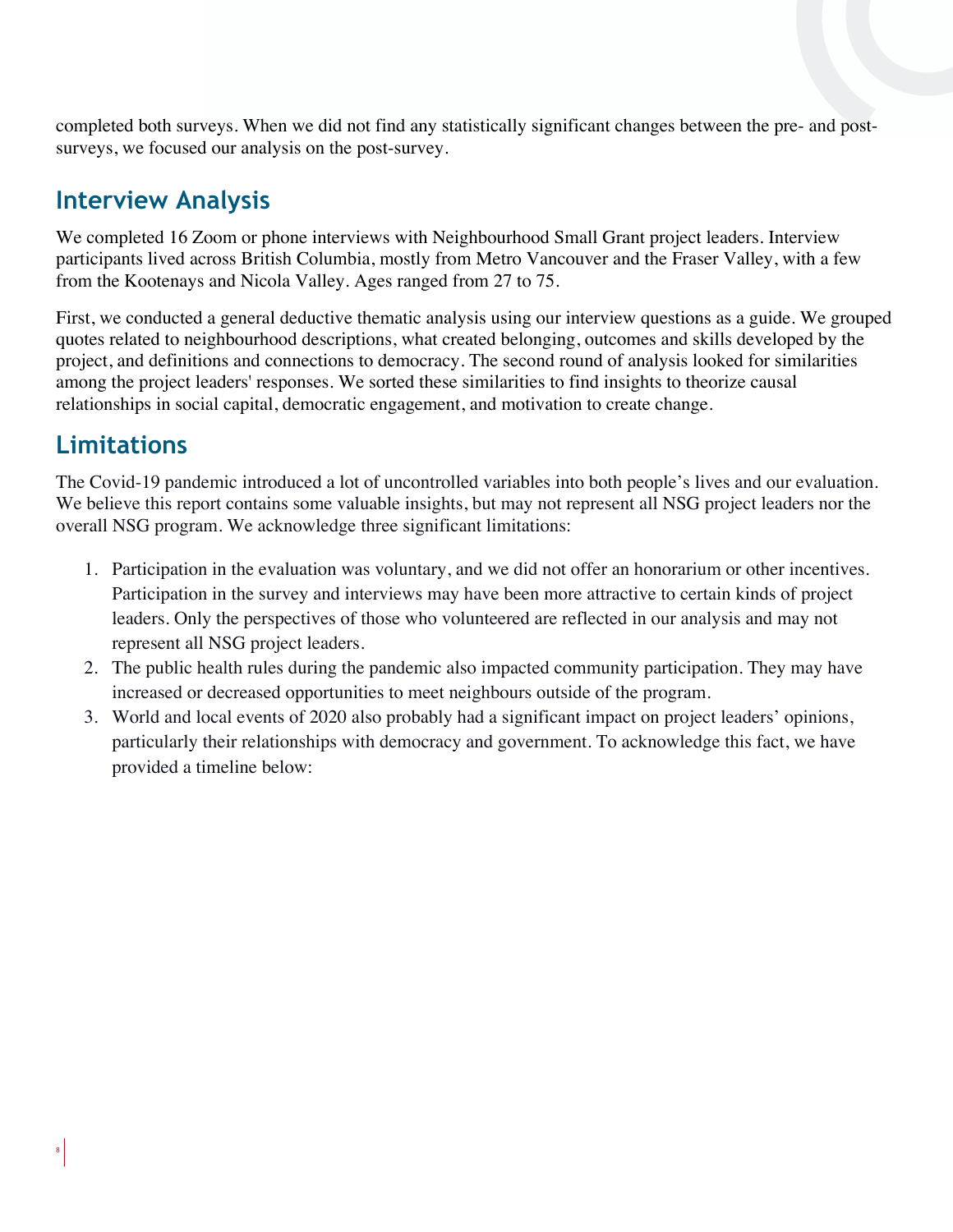completed both surveys. When we did not find any statistically significant changes between the pre- and post-surveys, we focused our analysis on the post-survey.

## Interview Analysis

We completed 16 Zoom or phone interviews with Neighbourhood Small Grant project leaders. Interview participants lived across British Columbia, mostly from Metro Vancouver and the Fraser Valley, with a few from the Kootenays and Nicola Valley. Ages ranged from 27 to 75.

First, we conducted a general deductive thematic analysis using our interview questions as a guide. We grouped quotes related to neighbourhood descriptions, what created belonging, outcomes and skills developed by the project, and definitions and connections to democracy. The second round of analysis looked for similarities among the project leaders' responses. We sorted these similarities to find insights to theorize causal relationships in social capital, democratic engagement, and motivation to create change.

## Limitations

The Covid-19 pandemic introduced a lot of uncontrolled variables into both people's lives and our evaluation. We believe this report contains some valuable insights, but may not represent all NSG project leaders nor the overall NSG program. We acknowledge three significant limitations:

1. Participation in the evaluation was voluntary, and we did not offer an honorarium or other incentives. Participation in the survey and interviews may have been more attractive to certain kinds of project leaders. Only the perspectives of those who volunteered are reflected in our analysis and may not represent all NSG project leaders.
2. The public health rules during the pandemic also impacted community participation. They may have increased or decreased opportunities to meet neighbours outside of the program.
3. World and local events of 2020 also probably had a significant impact on project leaders' opinions, particularly their relationships with democracy and government. To acknowledge this fact, we have provided a timeline below: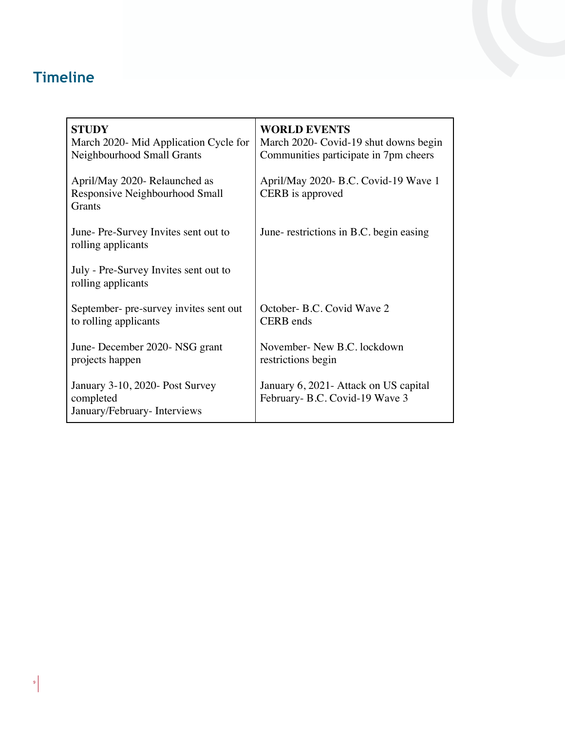## Timeline

| STUDY | WORLD EVENTS |
|---|---|
| March 2020- Mid Application Cycle for Neighbourhood Small Grants | March 2020- Covid-19 shut downs begin<br>Communities participate in 7pm cheers |
| April/May 2020- Relaunched as Responsive Neighbourhood Small Grants | April/May 2020- B.C. Covid-19 Wave 1<br>CERB is approved |
| June- Pre-Survey Invites sent out to rolling applicants | June- restrictions in B.C. begin easing |
| July - Pre-Survey Invites sent out to rolling applicants | |
| September- pre-survey invites sent out to rolling applicants | October- B.C. Covid Wave 2<br>CERB ends |
| June- December 2020- NSG grant projects happen | November- New B.C. lockdown restrictions begin |
| January 3-10, 2020- Post Survey completed<br>January/February- Interviews | January 6, 2021- Attack on US capital<br>February- B.C. Covid-19 Wave 3 |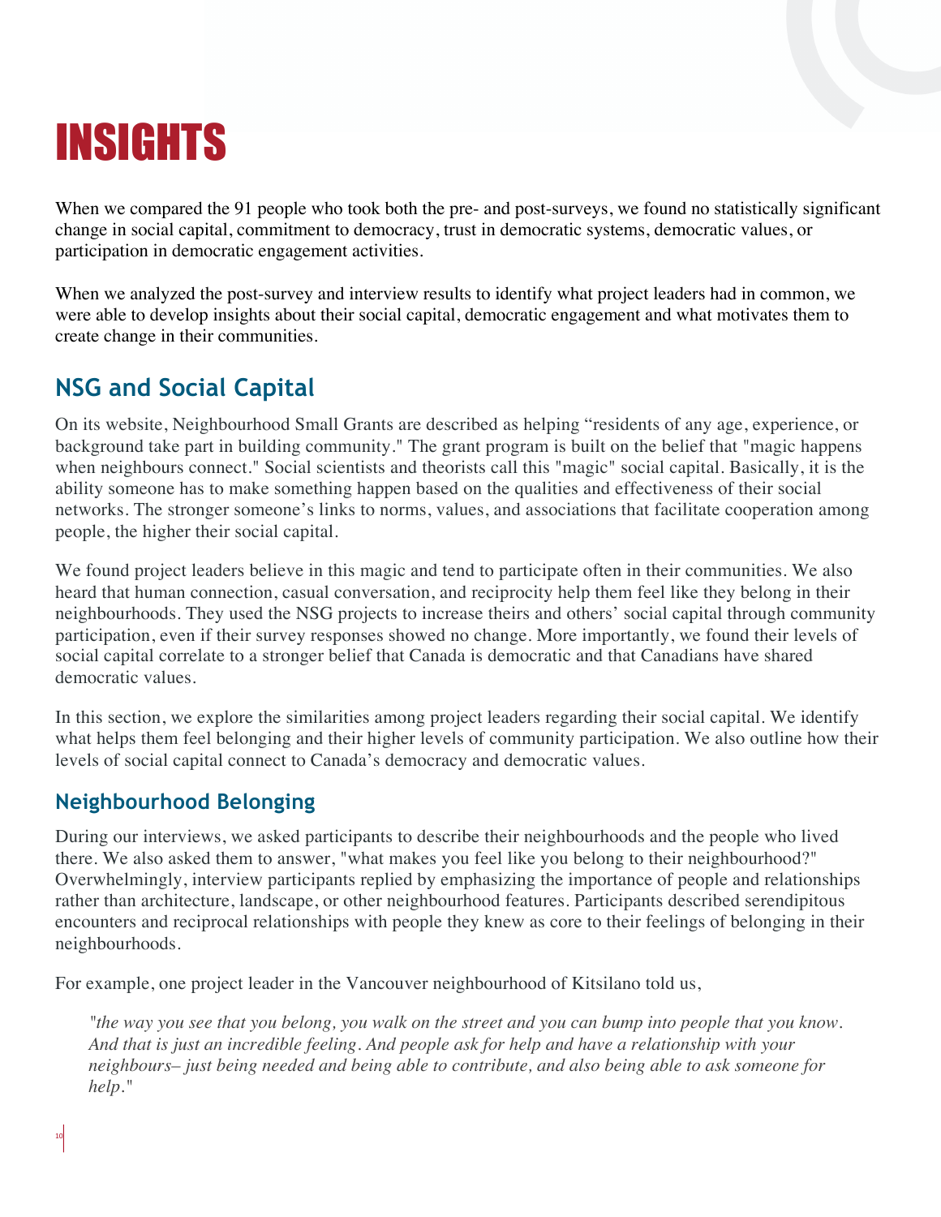# INSIGHTS

When we compared the 91 people who took both the pre- and post-surveys, we found no statistically significant change in social capital, commitment to democracy, trust in democratic systems, democratic values, or participation in democratic engagement activities.

When we analyzed the post-survey and interview results to identify what project leaders had in common, we were able to develop insights about their social capital, democratic engagement and what motivates them to create change in their communities.

## NSG and Social Capital

On its website, Neighbourhood Small Grants are described as helping "residents of any age, experience, or background take part in building community." The grant program is built on the belief that "magic happens when neighbours connect." Social scientists and theorists call this "magic" social capital. Basically, it is the ability someone has to make something happen based on the qualities and effectiveness of their social networks. The stronger someone's links to norms, values, and associations that facilitate cooperation among people, the higher their social capital.

We found project leaders believe in this magic and tend to participate often in their communities. We also heard that human connection, casual conversation, and reciprocity help them feel like they belong in their neighbourhoods. They used the NSG projects to increase theirs and others' social capital through community participation, even if their survey responses showed no change. More importantly, we found their levels of social capital correlate to a stronger belief that Canada is democratic and that Canadians have shared democratic values.

In this section, we explore the similarities among project leaders regarding their social capital. We identify what helps them feel belonging and their higher levels of community participation. We also outline how their levels of social capital connect to Canada's democracy and democratic values.

### Neighbourhood Belonging

During our interviews, we asked participants to describe their neighbourhoods and the people who lived there. We also asked them to answer, "what makes you feel like you belong to their neighbourhood?" Overwhelmingly, interview participants replied by emphasizing the importance of people and relationships rather than architecture, landscape, or other neighbourhood features. Participants described serendipitous encounters and reciprocal relationships with people they knew as core to their feelings of belonging in their neighbourhoods.

For example, one project leader in the Vancouver neighbourhood of Kitsilano told us,

> *"the way you see that you belong, you walk on the street and you can bump into people that you know. And that is just an incredible feeling. And people ask for help and have a relationship with your neighbours– just being needed and being able to contribute, and also being able to ask someone for help."*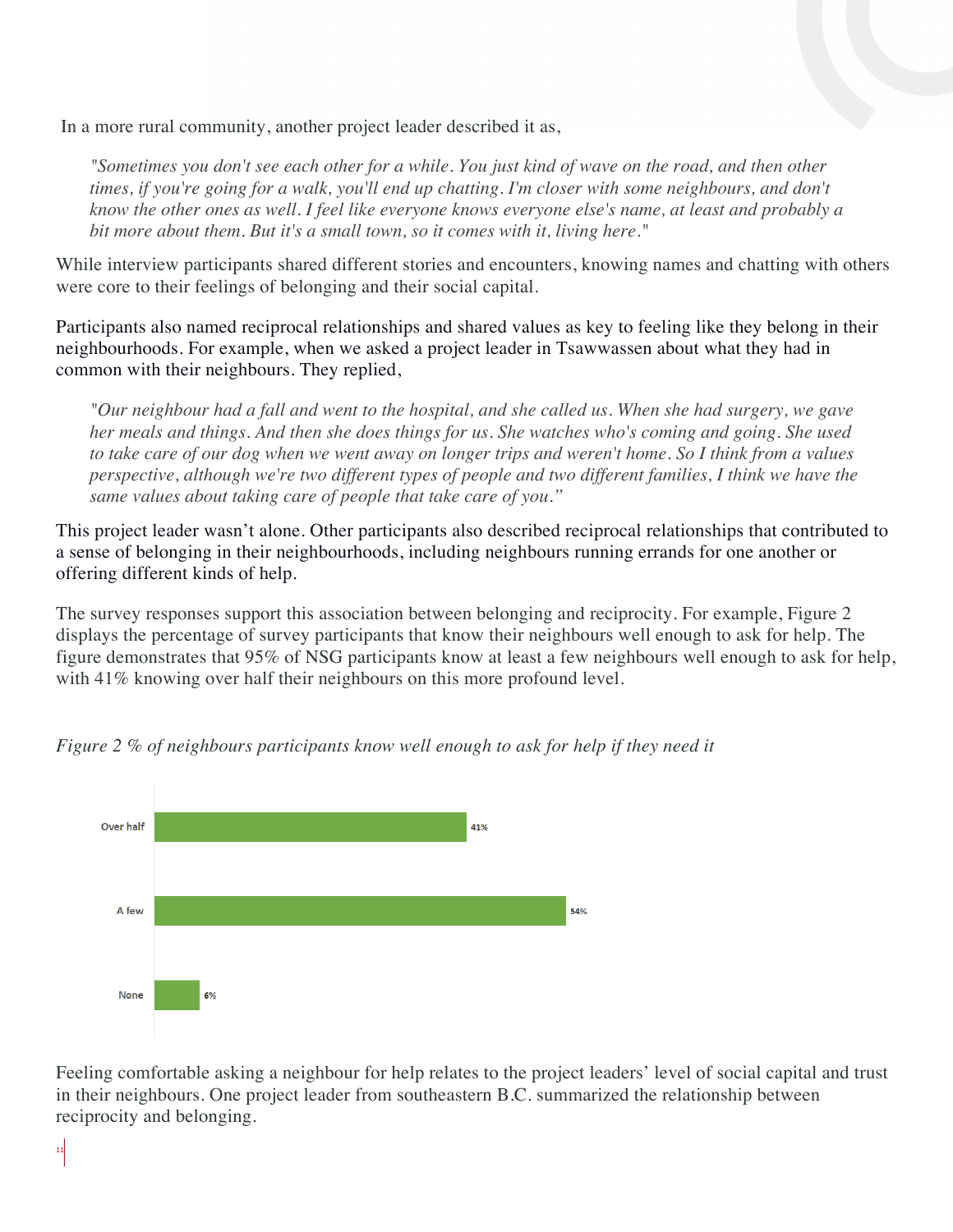In a more rural community, another project leader described it as,

> *"Sometimes you don't see each other for a while. You just kind of wave on the road, and then other times, if you're going for a walk, you'll end up chatting. I'm closer with some neighbours, and don't know the other ones as well. I feel like everyone knows everyone else's name, at least and probably a bit more about them. But it's a small town, so it comes with it, living here."*

While interview participants shared different stories and encounters, knowing names and chatting with others were core to their feelings of belonging and their social capital.

Participants also named reciprocal relationships and shared values as key to feeling like they belong in their neighbourhoods. For example, when we asked a project leader in Tsawwassen about what they had in common with their neighbours. They replied,

> *"Our neighbour had a fall and went to the hospital, and she called us. When she had surgery, we gave her meals and things. And then she does things for us. She watches who's coming and going. She used to take care of our dog when we went away on longer trips and weren't home. So I think from a values perspective, although we're two different types of people and two different families, I think we have the same values about taking care of people that take care of you."*

This project leader wasn't alone. Other participants also described reciprocal relationships that contributed to a sense of belonging in their neighbourhoods, including neighbours running errands for one another or offering different kinds of help.

The survey responses support this association between belonging and reciprocity. For example, Figure 2 displays the percentage of survey participants that know their neighbours well enough to ask for help. The figure demonstrates that 95% of NSG participants know at least a few neighbours well enough to ask for help, with 41% knowing over half their neighbours on this more profound level.

*Figure 2 % of neighbours participants know well enough to ask for help if they need it*

| Response | % |
| --- | --- |
| Over half | 41% |
| A few | 54% |
| None | 6% |

Feeling comfortable asking a neighbour for help relates to the project leaders' level of social capital and trust in their neighbours. One project leader from southeastern B.C. summarized the relationship between reciprocity and belonging.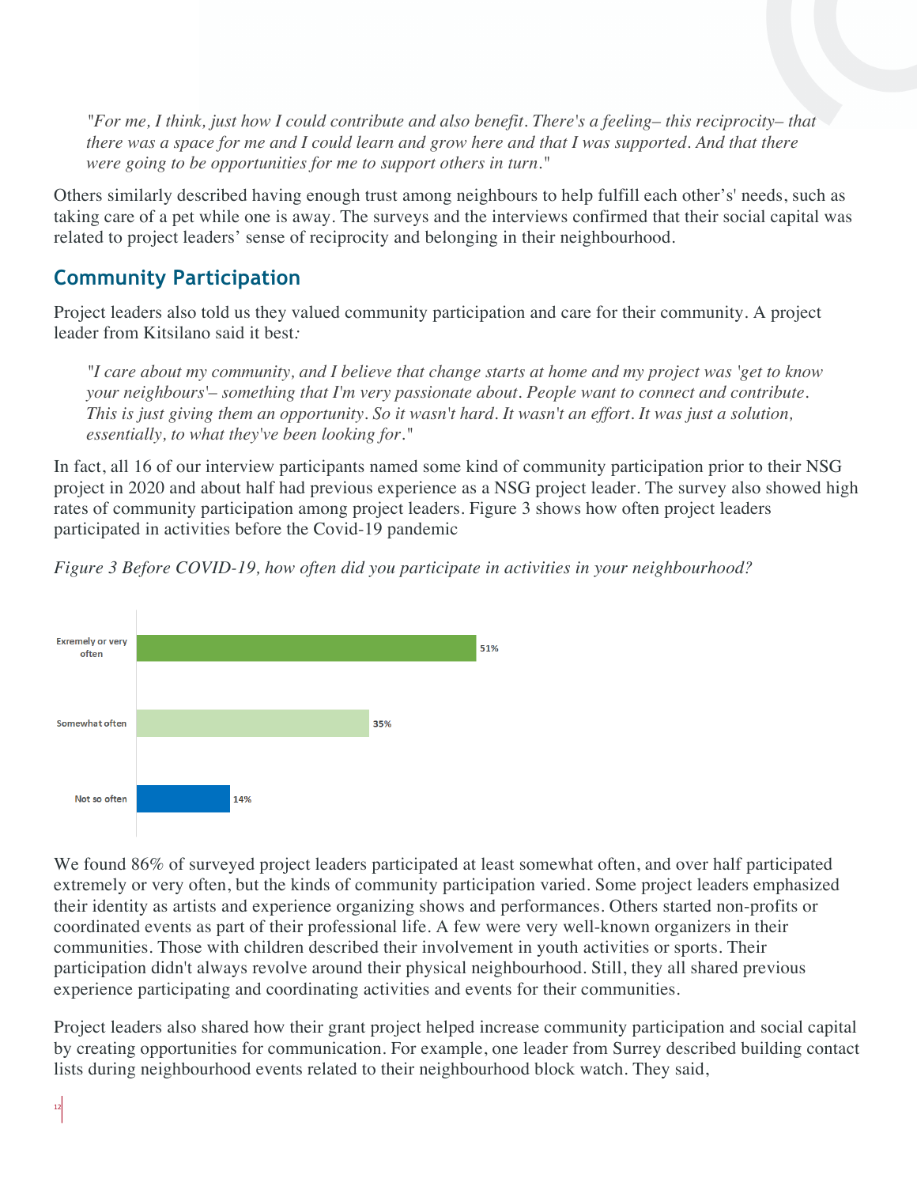*"For me, I think, just how I could contribute and also benefit. There's a feeling– this reciprocity– that there was a space for me and I could learn and grow here and that I was supported. And that there were going to be opportunities for me to support others in turn."*

Others similarly described having enough trust among neighbours to help fulfill each other's' needs, such as taking care of a pet while one is away. The surveys and the interviews confirmed that their social capital was related to project leaders' sense of reciprocity and belonging in their neighbourhood.

## Community Participation

Project leaders also told us they valued community participation and care for their community. A project leader from Kitsilano said it best:

*"I care about my community, and I believe that change starts at home and my project was 'get to know your neighbours'– something that I'm very passionate about. People want to connect and contribute. This is just giving them an opportunity. So it wasn't hard. It wasn't an effort. It was just a solution, essentially, to what they've been looking for."*

In fact, all 16 of our interview participants named some kind of community participation prior to their NSG project in 2020 and about half had previous experience as a NSG project leader. The survey also showed high rates of community participation among project leaders. Figure 3 shows how often project leaders participated in activities before the Covid-19 pandemic

*Figure 3 Before COVID-19, how often did you participate in activities in your neighbourhood?*

| Response | Percentage |
|---|---|
| Exremely or very often | 51% |
| Somewhat often | 35% |
| Not so often | 14% |

We found 86% of surveyed project leaders participated at least somewhat often, and over half participated extremely or very often, but the kinds of community participation varied. Some project leaders emphasized their identity as artists and experience organizing shows and performances. Others started non-profits or coordinated events as part of their professional life. A few were very well-known organizers in their communities. Those with children described their involvement in youth activities or sports. Their participation didn't always revolve around their physical neighbourhood. Still, they all shared previous experience participating and coordinating activities and events for their communities.

Project leaders also shared how their grant project helped increase community participation and social capital by creating opportunities for communication. For example, one leader from Surrey described building contact lists during neighbourhood events related to their neighbourhood block watch. They said,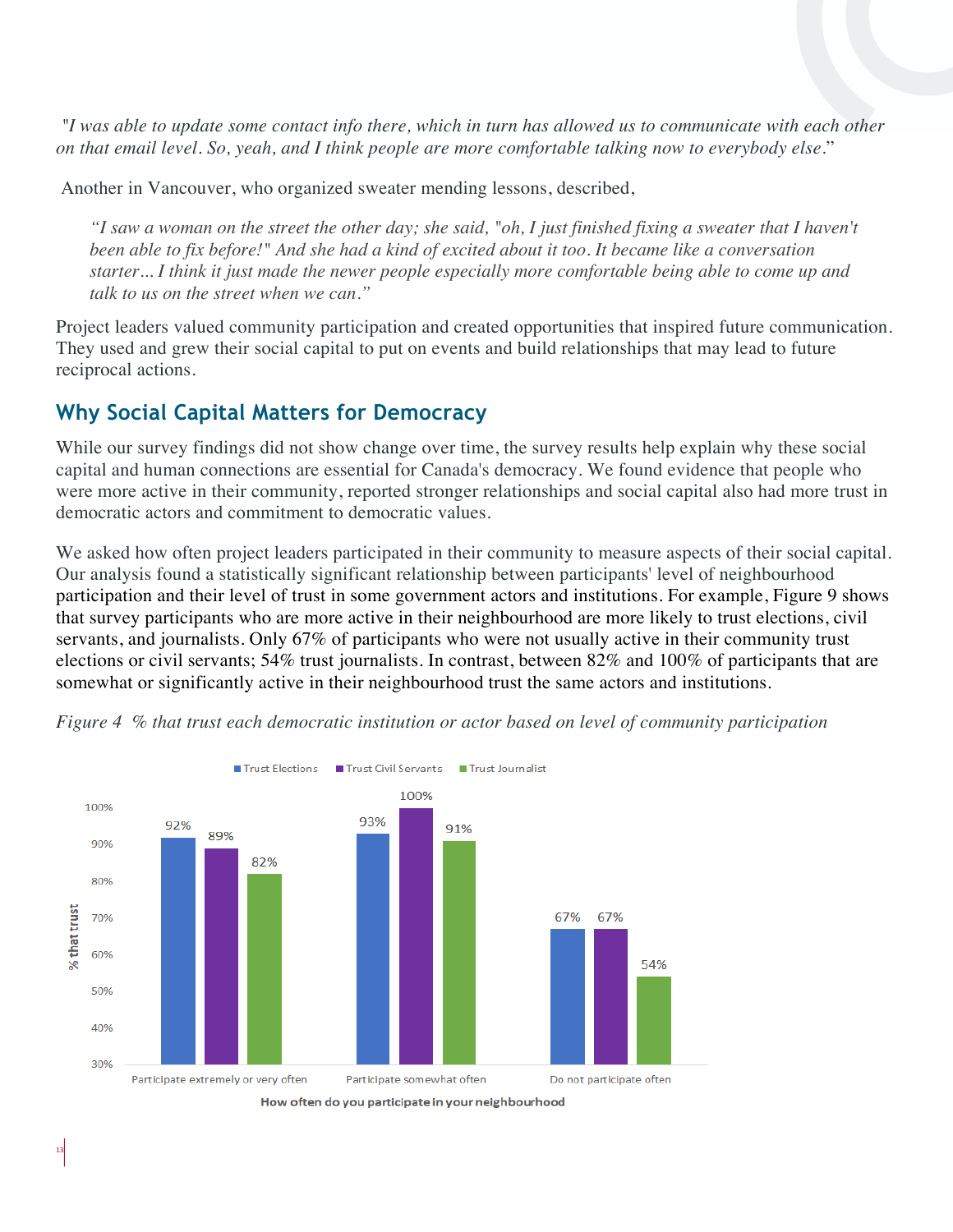*"I was able to update some contact info there, which in turn has allowed us to communicate with each other on that email level. So, yeah, and I think people are more comfortable talking now to everybody else*."

Another in Vancouver, who organized sweater mending lessons, described,

> *"I saw a woman on the street the other day; she said, "oh, I just finished fixing a sweater that I haven't been able to fix before!" And she had a kind of excited about it too. It became like a conversation starter... I think it just made the newer people especially more comfortable being able to come up and talk to us on the street when we can."*

Project leaders valued community participation and created opportunities that inspired future communication. They used and grew their social capital to put on events and build relationships that may lead to future reciprocal actions.

## Why Social Capital Matters for Democracy

While our survey findings did not show change over time, the survey results help explain why these social capital and human connections are essential for Canada's democracy. We found evidence that people who were more active in their community, reported stronger relationships and social capital also had more trust in democratic actors and commitment to democratic values.

We asked how often project leaders participated in their community to measure aspects of their social capital. Our analysis found a statistically significant relationship between participants' level of neighbourhood participation and their level of trust in some government actors and institutions. For example, Figure 9 shows that survey participants who are more active in their neighbourhood are more likely to trust elections, civil servants, and journalists. Only 67% of participants who were not usually active in their community trust elections or civil servants; 54% trust journalists. In contrast, between 82% and 100% of participants that are somewhat or significantly active in their neighbourhood trust the same actors and institutions.

*Figure 4 % that trust each democratic institution or actor based on level of community participation*

| How often do you participate in your neighbourhood | Trust Elections | Trust Civil Servants | Trust Journalist |
|---|---|---|---|
| Participate extremely or very often | 92% | 89% | 82% |
| Participate somewhat often | 93% | 100% | 91% |
| Do not participate often | 67% | 67% | 54% |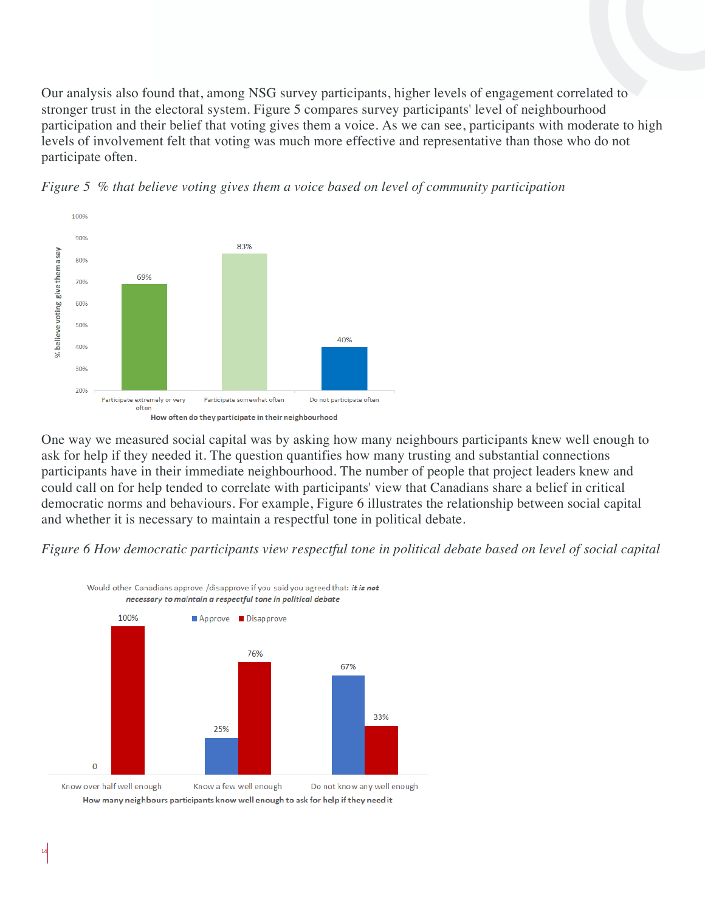Our analysis also found that, among NSG survey participants, higher levels of engagement correlated to stronger trust in the electoral system. Figure 5 compares survey participants' level of neighbourhood participation and their belief that voting gives them a voice. As we can see, participants with moderate to high levels of involvement felt that voting was much more effective and representative than those who do not participate often.

*Figure 5 % that believe voting gives them a voice based on level of community participation*

| How often do they participate in their neighbourhood | % believe voting give them a say |
|---|---|
| Participate extremely or very often | 69% |
| Participate somewhat often | 83% |
| Do not participate often | 40% |

One way we measured social capital was by asking how many neighbours participants knew well enough to ask for help if they needed it. The question quantifies how many trusting and substantial connections participants have in their immediate neighbourhood. The number of people that project leaders knew and could call on for help tended to correlate with participants' view that Canadians share a belief in critical democratic norms and behaviours. For example, Figure 6 illustrates the relationship between social capital and whether it is necessary to maintain a respectful tone in political debate.

*Figure 6 How democratic participants view respectful tone in political debate based on level of social capital*

Would other Canadians approve /disapprove if you said you agreed that: ***it is not necessary to maintain a respectful tone in political debate***

| How many neighbours participants know well enough to ask for help if they need it | Approve | Disapprove |
|---|---|---|
| Know over half well enough | 0 | 100% |
| Know a few well enough | 25% | 76% |
| Do not know any well enough | 67% | 33% |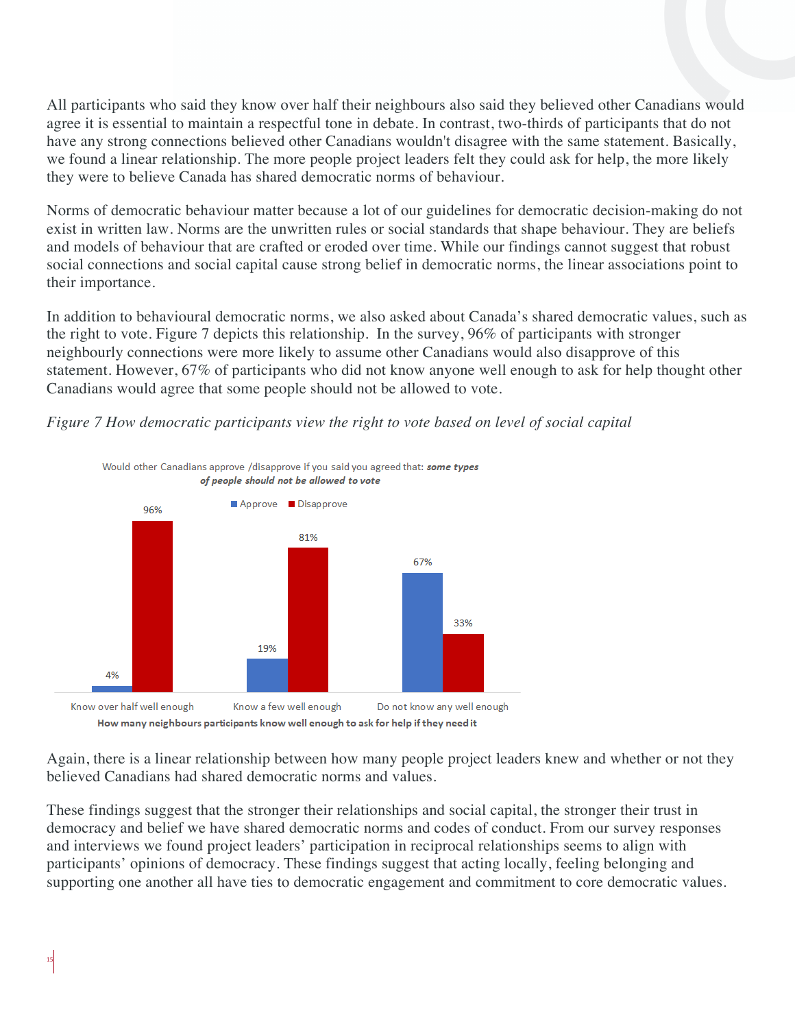All participants who said they know over half their neighbours also said they believed other Canadians would agree it is essential to maintain a respectful tone in debate. In contrast, two-thirds of participants that do not have any strong connections believed other Canadians wouldn't disagree with the same statement. Basically, we found a linear relationship. The more people project leaders felt they could ask for help, the more likely they were to believe Canada has shared democratic norms of behaviour.

Norms of democratic behaviour matter because a lot of our guidelines for democratic decision-making do not exist in written law. Norms are the unwritten rules or social standards that shape behaviour. They are beliefs and models of behaviour that are crafted or eroded over time. While our findings cannot suggest that robust social connections and social capital cause strong belief in democratic norms, the linear associations point to their importance.

In addition to behavioural democratic norms, we also asked about Canada's shared democratic values, such as the right to vote. Figure 7 depicts this relationship. In the survey, 96% of participants with stronger neighbourly connections were more likely to assume other Canadians would also disapprove of this statement. However, 67% of participants who did not know anyone well enough to ask for help thought other Canadians would agree that some people should not be allowed to vote.

*Figure 7 How democratic participants view the right to vote based on level of social capital*

Would other Canadians approve /disapprove if you said you agreed that: ***some types of people should not be allowed to vote***

| How many neighbours participants know well enough to ask for help if they need it | Approve | Disapprove |
|---|---|---|
| Know over half well enough | 4% | 96% |
| Know a few well enough | 19% | 81% |
| Do not know any well enough | 67% | 33% |

Again, there is a linear relationship between how many people project leaders knew and whether or not they believed Canadians had shared democratic norms and values.

These findings suggest that the stronger their relationships and social capital, the stronger their trust in democracy and belief we have shared democratic norms and codes of conduct. From our survey responses and interviews we found project leaders' participation in reciprocal relationships seems to align with participants' opinions of democracy. These findings suggest that acting locally, feeling belonging and supporting one another all have ties to democratic engagement and commitment to core democratic values.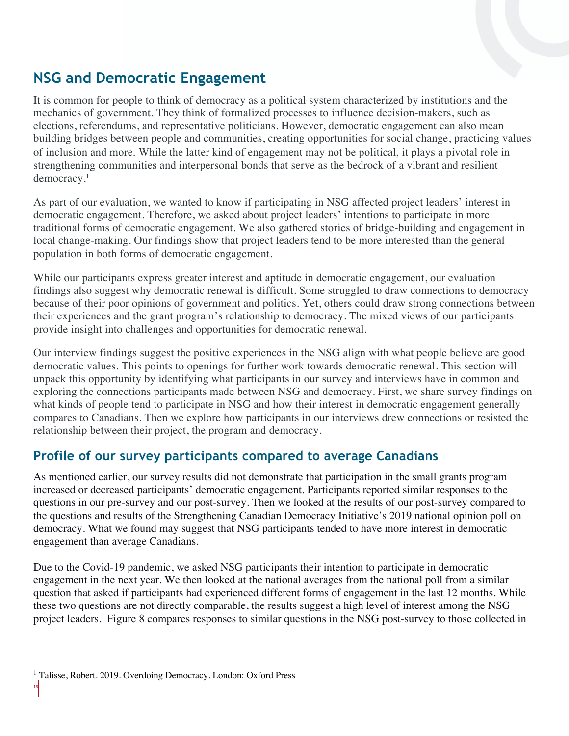## NSG and Democratic Engagement

It is common for people to think of democracy as a political system characterized by institutions and the mechanics of government. They think of formalized processes to influence decision-makers, such as elections, referendums, and representative politicians. However, democratic engagement can also mean building bridges between people and communities, creating opportunities for social change, practicing values of inclusion and more. While the latter kind of engagement may not be political, it plays a pivotal role in strengthening communities and interpersonal bonds that serve as the bedrock of a vibrant and resilient democracy.[1]

As part of our evaluation, we wanted to know if participating in NSG affected project leaders' interest in democratic engagement. Therefore, we asked about project leaders' intentions to participate in more traditional forms of democratic engagement. We also gathered stories of bridge-building and engagement in local change-making. Our findings show that project leaders tend to be more interested than the general population in both forms of democratic engagement.

While our participants express greater interest and aptitude in democratic engagement, our evaluation findings also suggest why democratic renewal is difficult. Some struggled to draw connections to democracy because of their poor opinions of government and politics. Yet, others could draw strong connections between their experiences and the grant program's relationship to democracy. The mixed views of our participants provide insight into challenges and opportunities for democratic renewal.

Our interview findings suggest the positive experiences in the NSG align with what people believe are good democratic values. This points to openings for further work towards democratic renewal. This section will unpack this opportunity by identifying what participants in our survey and interviews have in common and exploring the connections participants made between NSG and democracy. First, we share survey findings on what kinds of people tend to participate in NSG and how their interest in democratic engagement generally compares to Canadians. Then we explore how participants in our interviews drew connections or resisted the relationship between their project, the program and democracy.

### Profile of our survey participants compared to average Canadians

As mentioned earlier, our survey results did not demonstrate that participation in the small grants program increased or decreased participants' democratic engagement. Participants reported similar responses to the questions in our pre-survey and our post-survey. Then we looked at the results of our post-survey compared to the questions and results of the Strengthening Canadian Democracy Initiative's 2019 national opinion poll on democracy. What we found may suggest that NSG participants tended to have more interest in democratic engagement than average Canadians.

Due to the Covid-19 pandemic, we asked NSG participants their intention to participate in democratic engagement in the next year. We then looked at the national averages from the national poll from a similar question that asked if participants had experienced different forms of engagement in the last 12 months. While these two questions are not directly comparable, the results suggest a high level of interest among the NSG project leaders. Figure 8 compares responses to similar questions in the NSG post-survey to those collected in

---

[1] Talisse, Robert. 2019. Overdoing Democracy. London: Oxford Press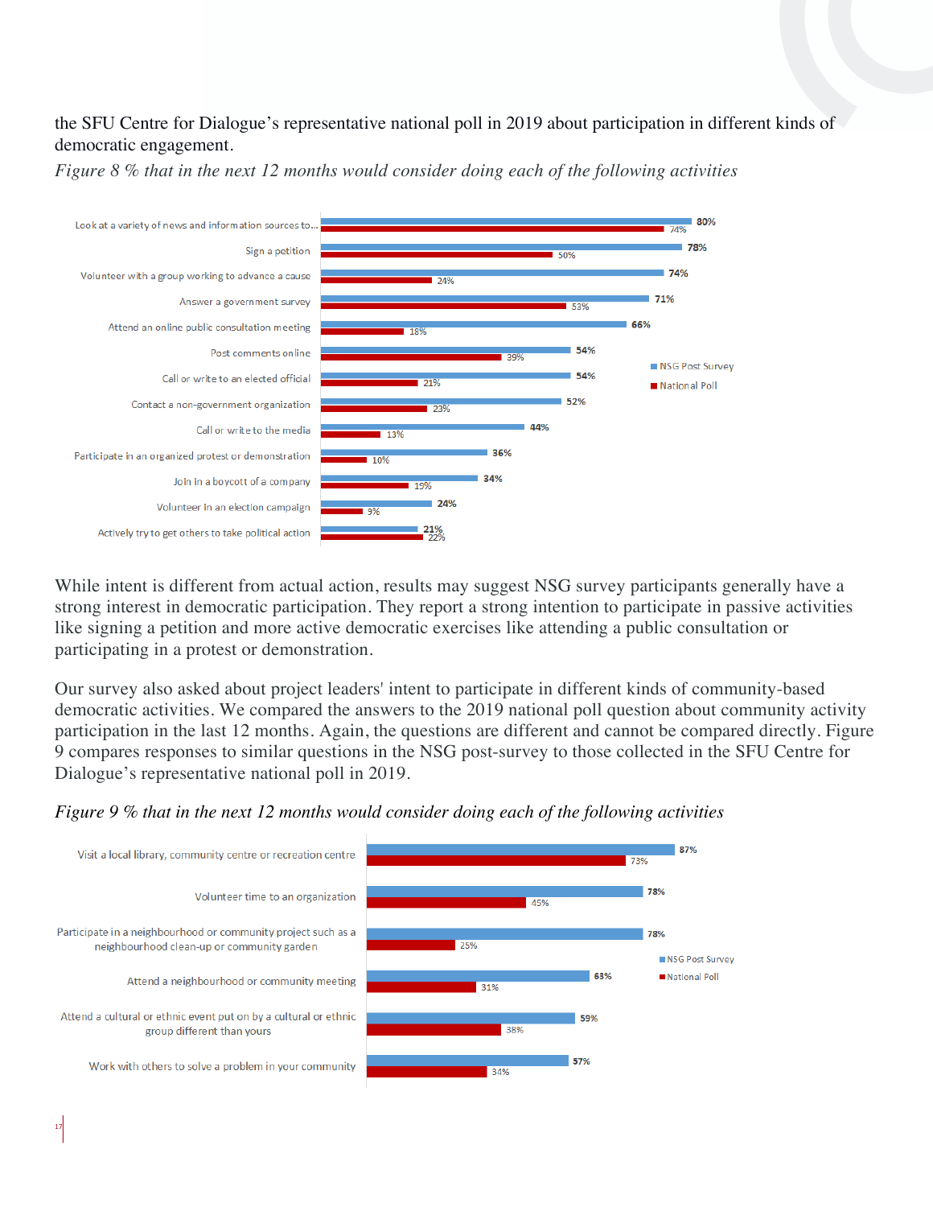the SFU Centre for Dialogue's representative national poll in 2019 about participation in different kinds of democratic engagement.

*Figure 8 % that in the next 12 months would consider doing each of the following activities*

| Activity | NSG Post Survey | National Poll |
| --- | --- | --- |
| Look at a variety of news and information sources to... | 80% | 74% |
| Sign a petition | 78% | 50% |
| Volunteer with a group working to advance a cause | 74% | 24% |
| Answer a government survey | 71% | 53% |
| Attend an online public consultation meeting | 66% | 18% |
| Post comments online | 54% | 39% |
| Call or write to an elected official | 54% | 21% |
| Contact a non-government organization | 52% | 23% |
| Call or write to the media | 44% | 13% |
| Participate in an organized protest or demonstration | 36% | 10% |
| Join in a boycott of a company | 34% | 19% |
| Volunteer in an election campaign | 24% | 9% |
| Actively try to get others to take political action | 21% | 22% |

While intent is different from actual action, results may suggest NSG survey participants generally have a strong interest in democratic participation. They report a strong intention to participate in passive activities like signing a petition and more active democratic exercises like attending a public consultation or participating in a protest or demonstration.

Our survey also asked about project leaders' intent to participate in different kinds of community-based democratic activities. We compared the answers to the 2019 national poll question about community activity participation in the last 12 months. Again, the questions are different and cannot be compared directly. Figure 9 compares responses to similar questions in the NSG post-survey to those collected in the SFU Centre for Dialogue's representative national poll in 2019.

*Figure 9 % that in the next 12 months would consider doing each of the following activities*

| Activity | NSG Post Survey | National Poll |
| --- | --- | --- |
| Visit a local library, community centre or recreation centre | 87% | 73% |
| Volunteer time to an organization | 78% | 45% |
| Participate in a neighbourhood or community project such as a neighbourhood clean-up or community garden | 78% | 25% |
| Attend a neighbourhood or community meeting | 63% | 31% |
| Attend a cultural or ethnic event put on by a cultural or ethnic group different than yours | 59% | 38% |
| Work with others to solve a problem in your community | 57% | 34% |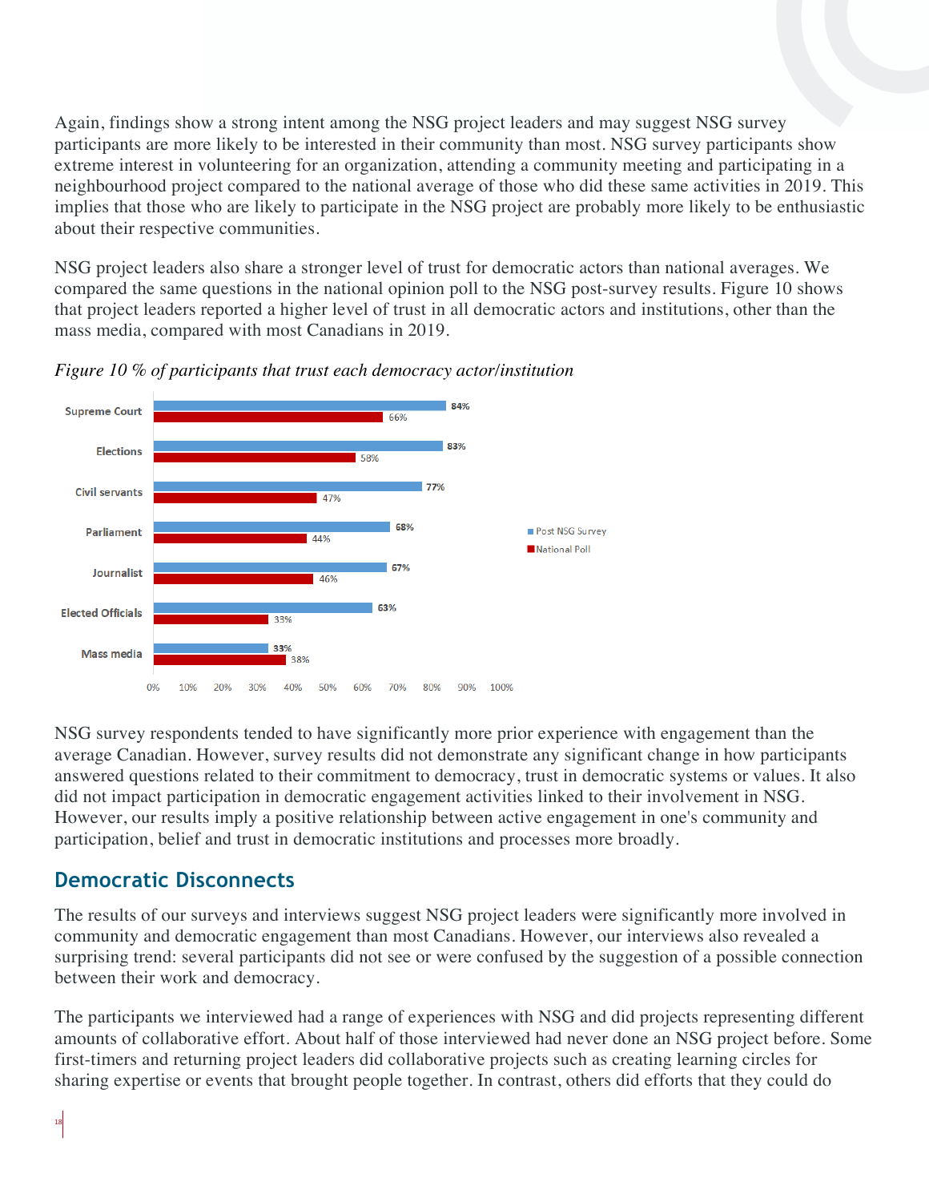Again, findings show a strong intent among the NSG project leaders and may suggest NSG survey participants are more likely to be interested in their community than most. NSG survey participants show extreme interest in volunteering for an organization, attending a community meeting and participating in a neighbourhood project compared to the national average of those who did these same activities in 2019. This implies that those who are likely to participate in the NSG project are probably more likely to be enthusiastic about their respective communities.

NSG project leaders also share a stronger level of trust for democratic actors than national averages. We compared the same questions in the national opinion poll to the NSG post-survey results. Figure 10 shows that project leaders reported a higher level of trust in all democratic actors and institutions, other than the mass media, compared with most Canadians in 2019.

*Figure 10 % of participants that trust each democracy actor/institution*

| | Post NSG Survey | National Poll |
|---|---|---|
| Supreme Court | 84% | 66% |
| Elections | 83% | 58% |
| Civil servants | 77% | 47% |
| Parliament | 68% | 44% |
| Journalist | 67% | 46% |
| Elected Officials | 63% | 33% |
| Mass media | 33% | 38% |

NSG survey respondents tended to have significantly more prior experience with engagement than the average Canadian. However, survey results did not demonstrate any significant change in how participants answered questions related to their commitment to democracy, trust in democratic systems or values. It also did not impact participation in democratic engagement activities linked to their involvement in NSG. However, our results imply a positive relationship between active engagement in one's community and participation, belief and trust in democratic institutions and processes more broadly.

## Democratic Disconnects

The results of our surveys and interviews suggest NSG project leaders were significantly more involved in community and democratic engagement than most Canadians. However, our interviews also revealed a surprising trend: several participants did not see or were confused by the suggestion of a possible connection between their work and democracy.

The participants we interviewed had a range of experiences with NSG and did projects representing different amounts of collaborative effort. About half of those interviewed had never done an NSG project before. Some first-timers and returning project leaders did collaborative projects such as creating learning circles for sharing expertise or events that brought people together. In contrast, others did efforts that they could do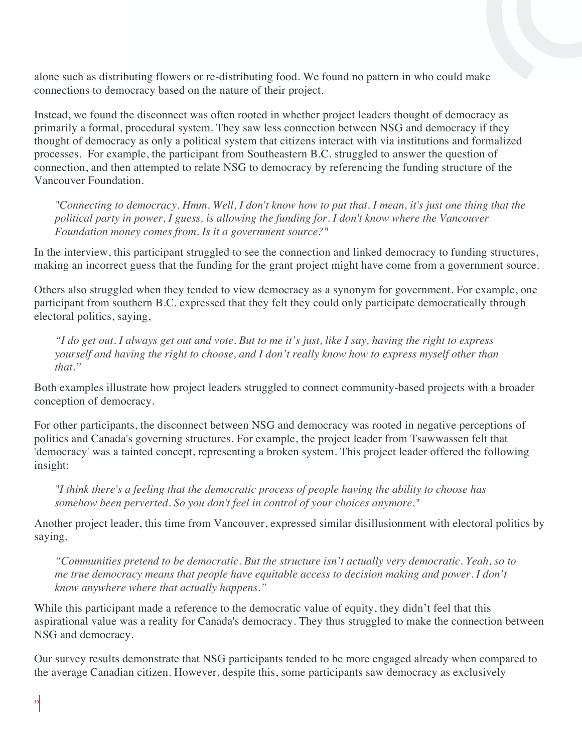alone such as distributing flowers or re-distributing food. We found no pattern in who could make connections to democracy based on the nature of their project.

Instead, we found the disconnect was often rooted in whether project leaders thought of democracy as primarily a formal, procedural system. They saw less connection between NSG and democracy if they thought of democracy as only a political system that citizens interact with via institutions and formalized processes. For example, the participant from Southeastern B.C. struggled to answer the question of connection, and then attempted to relate NSG to democracy by referencing the funding structure of the Vancouver Foundation.

> *"Connecting to democracy. Hmm. Well, I don't know how to put that. I mean, it's just one thing that the political party in power, I guess, is allowing the funding for. I don't know where the Vancouver Foundation money comes from. Is it a government source?"*

In the interview, this participant struggled to see the connection and linked democracy to funding structures, making an incorrect guess that the funding for the grant project might have come from a government source.

Others also struggled when they tended to view democracy as a synonym for government. For example, one participant from southern B.C. expressed that they felt they could only participate democratically through electoral politics, saying,

> *"I do get out. I always get out and vote. But to me it's just, like I say, having the right to express yourself and having the right to choose, and I don't really know how to express myself other than that."*

Both examples illustrate how project leaders struggled to connect community-based projects with a broader conception of democracy.

For other participants, the disconnect between NSG and democracy was rooted in negative perceptions of politics and Canada's governing structures. For example, the project leader from Tsawwassen felt that 'democracy' was a tainted concept, representing a broken system. This project leader offered the following insight:

> *"I think there's a feeling that the democratic process of people having the ability to choose has somehow been perverted. So you don't feel in control of your choices anymore."*

Another project leader, this time from Vancouver, expressed similar disillusionment with electoral politics by saying,

> *"Communities pretend to be democratic. But the structure isn't actually very democratic. Yeah, so to me true democracy means that people have equitable access to decision making and power. I don't know anywhere where that actually happens."*

While this participant made a reference to the democratic value of equity, they didn't feel that this aspirational value was a reality for Canada's democracy. They thus struggled to make the connection between NSG and democracy.

Our survey results demonstrate that NSG participants tended to be more engaged already when compared to the average Canadian citizen. However, despite this, some participants saw democracy as exclusively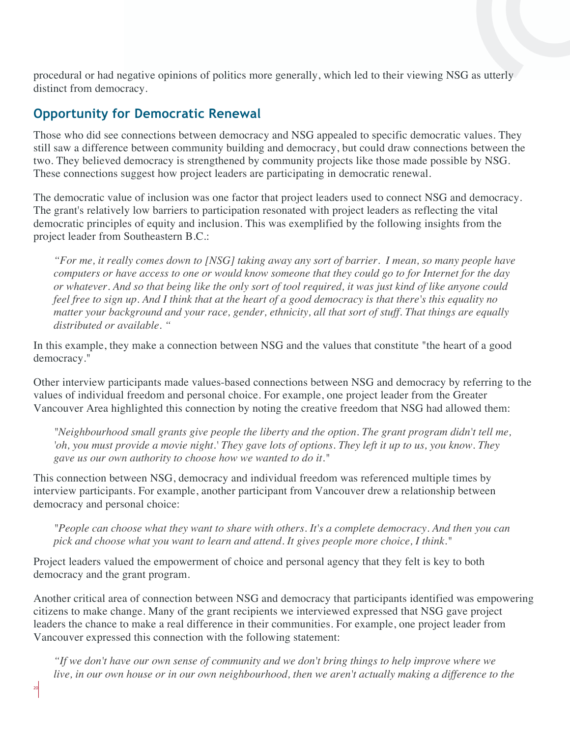procedural or had negative opinions of politics more generally, which led to their viewing NSG as utterly distinct from democracy.

## Opportunity for Democratic Renewal

Those who did see connections between democracy and NSG appealed to specific democratic values. They still saw a difference between community building and democracy, but could draw connections between the two. They believed democracy is strengthened by community projects like those made possible by NSG. These connections suggest how project leaders are participating in democratic renewal.

The democratic value of inclusion was one factor that project leaders used to connect NSG and democracy. The grant's relatively low barriers to participation resonated with project leaders as reflecting the vital democratic principles of equity and inclusion. This was exemplified by the following insights from the project leader from Southeastern B.C.:

> *"For me, it really comes down to [NSG] taking away any sort of barrier. I mean, so many people have computers or have access to one or would know someone that they could go to for Internet for the day or whatever. And so that being like the only sort of tool required, it was just kind of like anyone could feel free to sign up. And I think that at the heart of a good democracy is that there's this equality no matter your background and your race, gender, ethnicity, all that sort of stuff. That things are equally distributed or available. "*

In this example, they make a connection between NSG and the values that constitute "the heart of a good democracy."

Other interview participants made values-based connections between NSG and democracy by referring to the values of individual freedom and personal choice. For example, one project leader from the Greater Vancouver Area highlighted this connection by noting the creative freedom that NSG had allowed them:

> *"Neighbourhood small grants give people the liberty and the option. The grant program didn't tell me, 'oh, you must provide a movie night.' They gave lots of options. They left it up to us, you know. They gave us our own authority to choose how we wanted to do it."*

This connection between NSG, democracy and individual freedom was referenced multiple times by interview participants. For example, another participant from Vancouver drew a relationship between democracy and personal choice:

> *"People can choose what they want to share with others. It's a complete democracy. And then you can pick and choose what you want to learn and attend. It gives people more choice, I think."*

Project leaders valued the empowerment of choice and personal agency that they felt is key to both democracy and the grant program.

Another critical area of connection between NSG and democracy that participants identified was empowering citizens to make change. Many of the grant recipients we interviewed expressed that NSG gave project leaders the chance to make a real difference in their communities. For example, one project leader from Vancouver expressed this connection with the following statement:

> *"If we don't have our own sense of community and we don't bring things to help improve where we live, in our own house or in our own neighbourhood, then we aren't actually making a difference to the*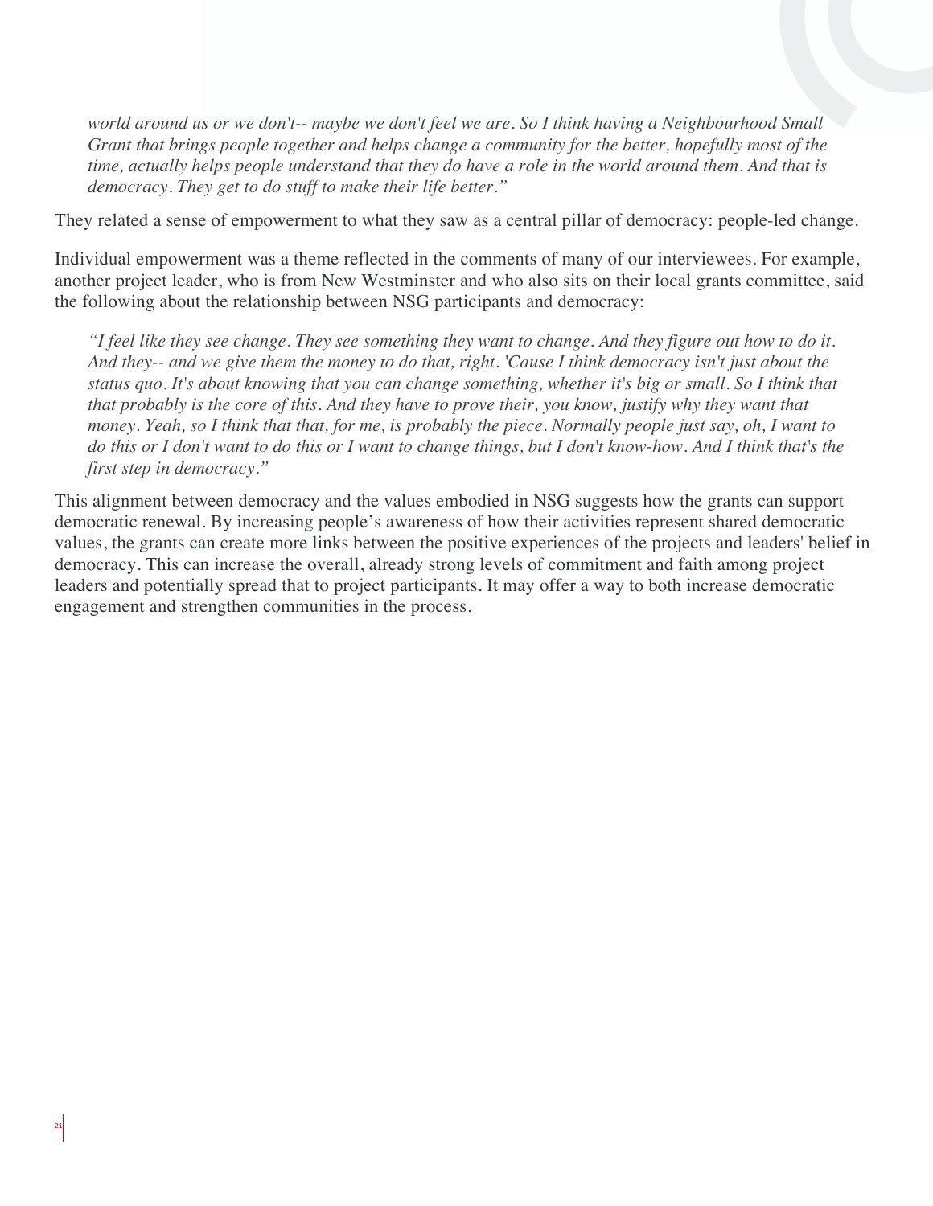*world around us or we don't-- maybe we don't feel we are. So I think having a Neighbourhood Small Grant that brings people together and helps change a community for the better, hopefully most of the time, actually helps people understand that they do have a role in the world around them. And that is democracy. They get to do stuff to make their life better."*

They related a sense of empowerment to what they saw as a central pillar of democracy: people-led change.

Individual empowerment was a theme reflected in the comments of many of our interviewees. For example, another project leader, who is from New Westminster and who also sits on their local grants committee, said the following about the relationship between NSG participants and democracy:

> *"I feel like they see change. They see something they want to change. And they figure out how to do it. And they-- and we give them the money to do that, right. 'Cause I think democracy isn't just about the status quo. It's about knowing that you can change something, whether it's big or small. So I think that that probably is the core of this. And they have to prove their, you know, justify why they want that money. Yeah, so I think that that, for me, is probably the piece. Normally people just say, oh, I want to do this or I don't want to do this or I want to change things, but I don't know-how. And I think that's the first step in democracy."*

This alignment between democracy and the values embodied in NSG suggests how the grants can support democratic renewal. By increasing people's awareness of how their activities represent shared democratic values, the grants can create more links between the positive experiences of the projects and leaders' belief in democracy. This can increase the overall, already strong levels of commitment and faith among project leaders and potentially spread that to project participants. It may offer a way to both increase democratic engagement and strengthen communities in the process.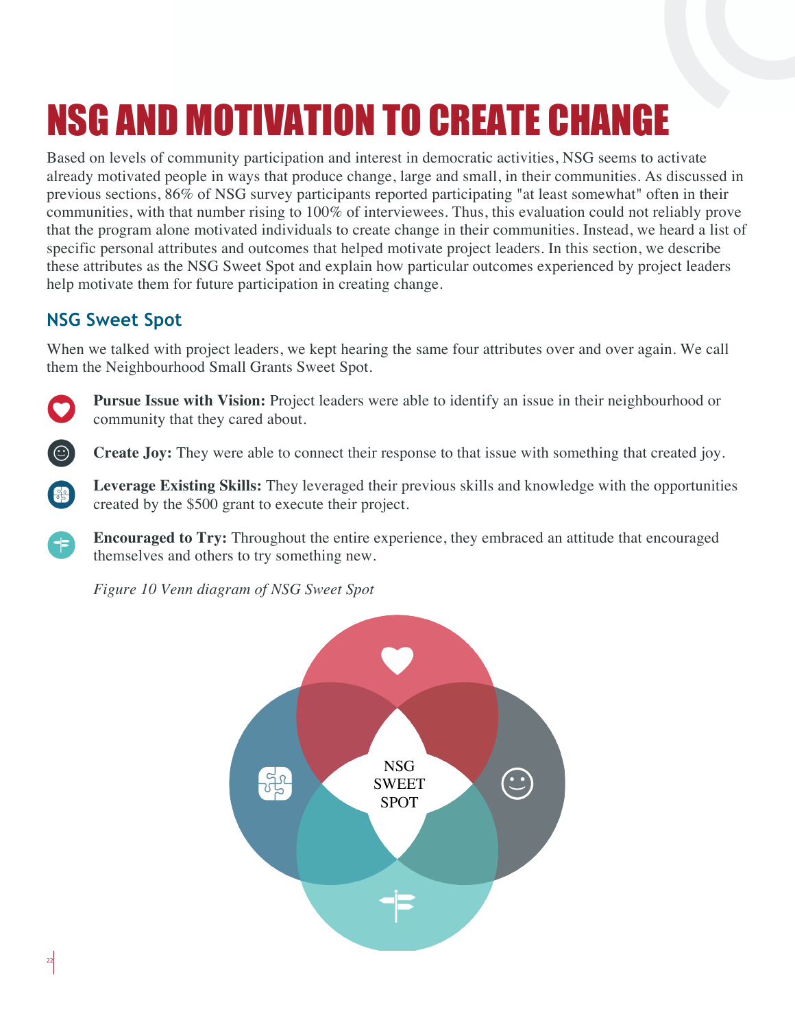# NSG AND MOTIVATION TO CREATE CHANGE

Based on levels of community participation and interest in democratic activities, NSG seems to activate already motivated people in ways that produce change, large and small, in their communities. As discussed in previous sections, 86% of NSG survey participants reported participating "at least somewhat" often in their communities, with that number rising to 100% of interviewees. Thus, this evaluation could not reliably prove that the program alone motivated individuals to create change in their communities. Instead, we heard a list of specific personal attributes and outcomes that helped motivate project leaders. In this section, we describe these attributes as the NSG Sweet Spot and explain how particular outcomes experienced by project leaders help motivate them for future participation in creating change.

## NSG Sweet Spot

When we talked with project leaders, we kept hearing the same four attributes over and over again. We call them the Neighbourhood Small Grants Sweet Spot.

- **Pursue Issue with Vision:** Project leaders were able to identify an issue in their neighbourhood or community that they cared about.
- **Create Joy:** They were able to connect their response to that issue with something that created joy.
- **Leverage Existing Skills:** They leveraged their previous skills and knowledge with the opportunities created by the $500 grant to execute their project.
- **Encouraged to Try:** Throughout the entire experience, they embraced an attitude that encouraged themselves and others to try something new.

*Figure 10 Venn diagram of NSG Sweet Spot*

NSG SWEET SPOT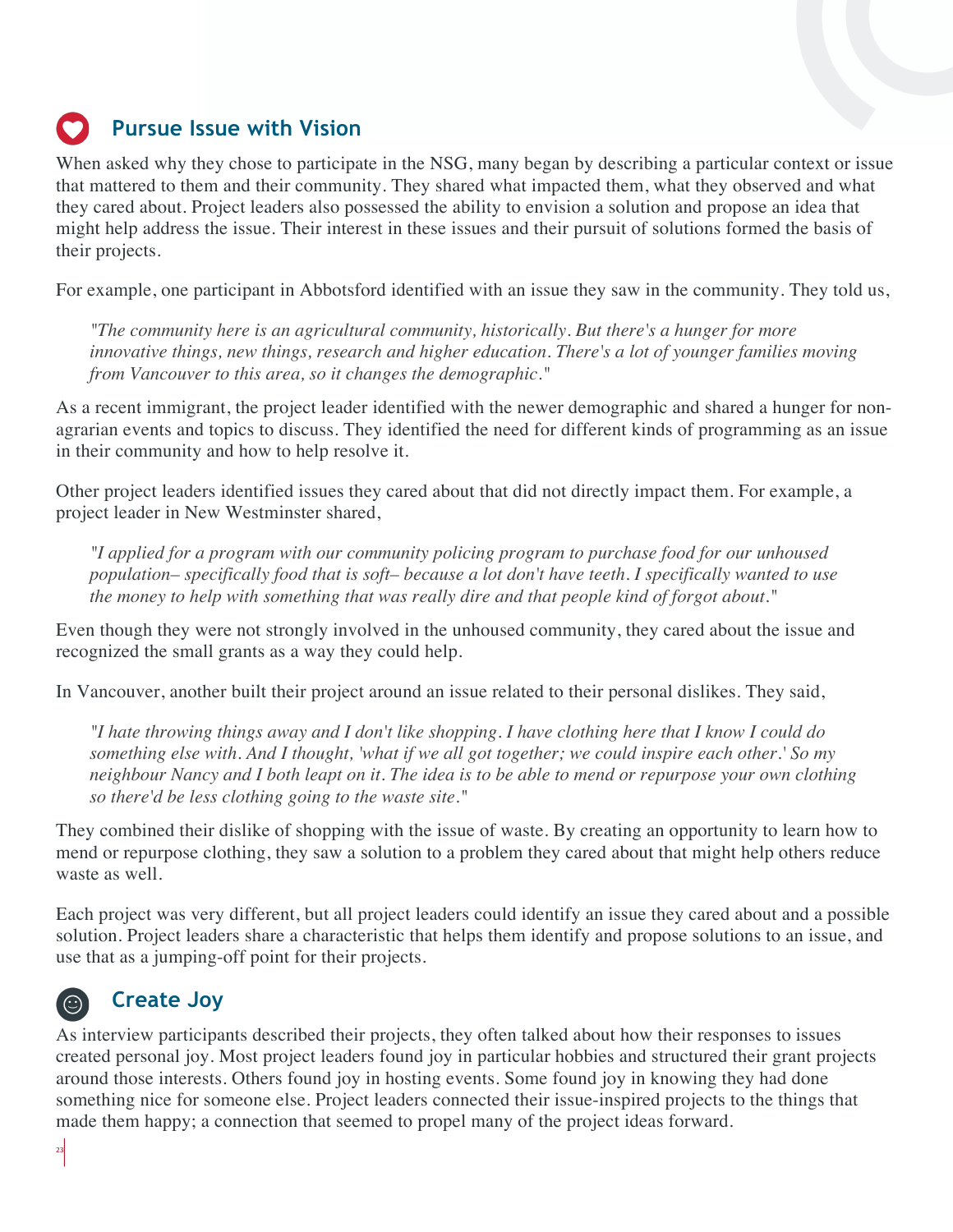## Pursue Issue with Vision

When asked why they chose to participate in the NSG, many began by describing a particular context or issue that mattered to them and their community. They shared what impacted them, what they observed and what they cared about. Project leaders also possessed the ability to envision a solution and propose an idea that might help address the issue. Their interest in these issues and their pursuit of solutions formed the basis of their projects.

For example, one participant in Abbotsford identified with an issue they saw in the community. They told us,

> *"The community here is an agricultural community, historically. But there's a hunger for more innovative things, new things, research and higher education. There's a lot of younger families moving from Vancouver to this area, so it changes the demographic."*

As a recent immigrant, the project leader identified with the newer demographic and shared a hunger for non-agrarian events and topics to discuss. They identified the need for different kinds of programming as an issue in their community and how to help resolve it.

Other project leaders identified issues they cared about that did not directly impact them. For example, a project leader in New Westminster shared,

> *"I applied for a program with our community policing program to purchase food for our unhoused population– specifically food that is soft– because a lot don't have teeth. I specifically wanted to use the money to help with something that was really dire and that people kind of forgot about."*

Even though they were not strongly involved in the unhoused community, they cared about the issue and recognized the small grants as a way they could help.

In Vancouver, another built their project around an issue related to their personal dislikes. They said,

> *"I hate throwing things away and I don't like shopping. I have clothing here that I know I could do something else with. And I thought, 'what if we all got together; we could inspire each other.' So my neighbour Nancy and I both leapt on it. The idea is to be able to mend or repurpose your own clothing so there'd be less clothing going to the waste site."*

They combined their dislike of shopping with the issue of waste. By creating an opportunity to learn how to mend or repurpose clothing, they saw a solution to a problem they cared about that might help others reduce waste as well.

Each project was very different, but all project leaders could identify an issue they cared about and a possible solution. Project leaders share a characteristic that helps them identify and propose solutions to an issue, and use that as a jumping-off point for their projects.

## Create Joy

As interview participants described their projects, they often talked about how their responses to issues created personal joy. Most project leaders found joy in particular hobbies and structured their grant projects around those interests. Others found joy in hosting events. Some found joy in knowing they had done something nice for someone else. Project leaders connected their issue-inspired projects to the things that made them happy; a connection that seemed to propel many of the project ideas forward.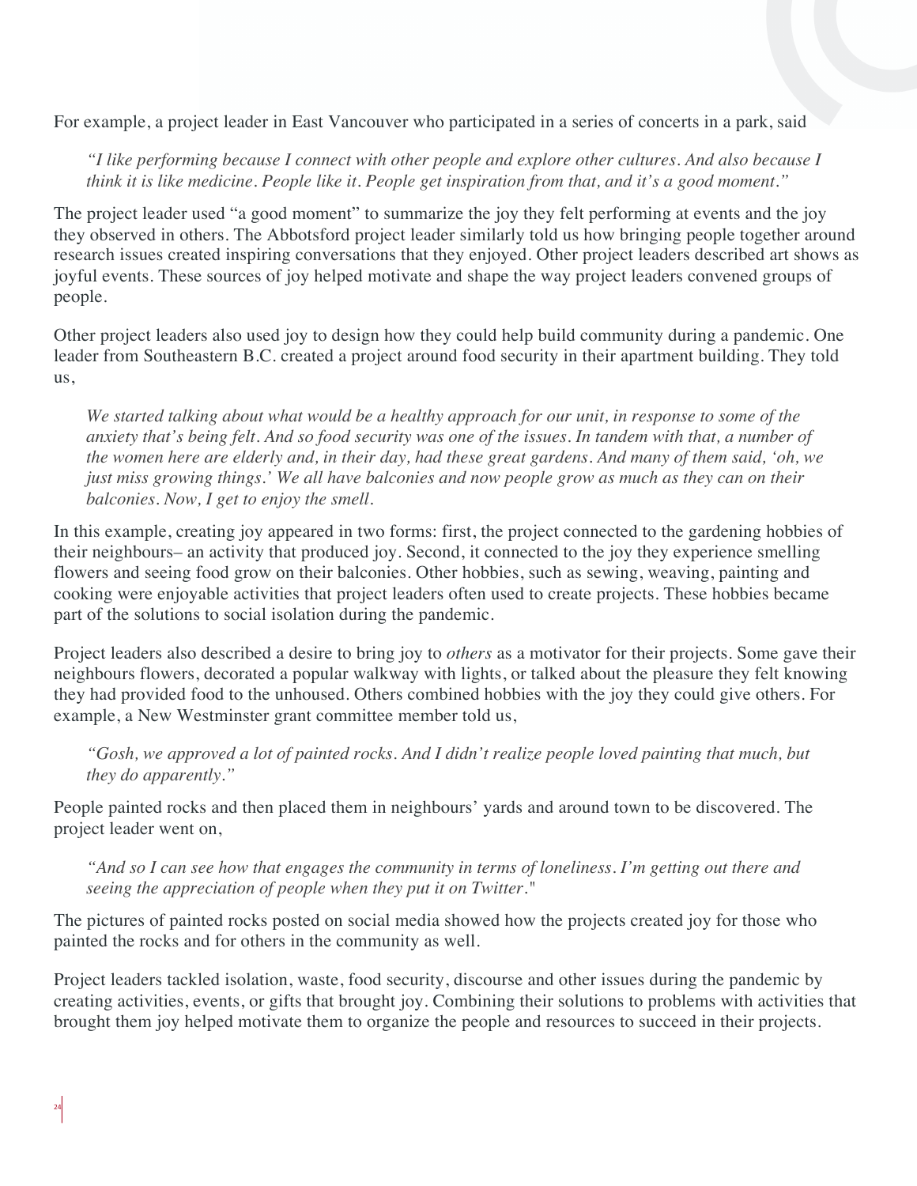For example, a project leader in East Vancouver who participated in a series of concerts in a park, said

> *"I like performing because I connect with other people and explore other cultures. And also because I think it is like medicine. People like it. People get inspiration from that, and it's a good moment."*

The project leader used "a good moment" to summarize the joy they felt performing at events and the joy they observed in others. The Abbotsford project leader similarly told us how bringing people together around research issues created inspiring conversations that they enjoyed. Other project leaders described art shows as joyful events. These sources of joy helped motivate and shape the way project leaders convened groups of people.

Other project leaders also used joy to design how they could help build community during a pandemic. One leader from Southeastern B.C. created a project around food security in their apartment building. They told us,

> *We started talking about what would be a healthy approach for our unit, in response to some of the anxiety that's being felt. And so food security was one of the issues. In tandem with that, a number of the women here are elderly and, in their day, had these great gardens. And many of them said, 'oh, we just miss growing things.' We all have balconies and now people grow as much as they can on their balconies. Now, I get to enjoy the smell.*

In this example, creating joy appeared in two forms: first, the project connected to the gardening hobbies of their neighbours– an activity that produced joy. Second, it connected to the joy they experience smelling flowers and seeing food grow on their balconies. Other hobbies, such as sewing, weaving, painting and cooking were enjoyable activities that project leaders often used to create projects. These hobbies became part of the solutions to social isolation during the pandemic.

Project leaders also described a desire to bring joy to *others* as a motivator for their projects. Some gave their neighbours flowers, decorated a popular walkway with lights, or talked about the pleasure they felt knowing they had provided food to the unhoused. Others combined hobbies with the joy they could give others. For example, a New Westminster grant committee member told us,

> *"Gosh, we approved a lot of painted rocks. And I didn't realize people loved painting that much, but they do apparently."*

People painted rocks and then placed them in neighbours' yards and around town to be discovered. The project leader went on,

> *"And so I can see how that engages the community in terms of loneliness. I'm getting out there and seeing the appreciation of people when they put it on Twitter."*

The pictures of painted rocks posted on social media showed how the projects created joy for those who painted the rocks and for others in the community as well.

Project leaders tackled isolation, waste, food security, discourse and other issues during the pandemic by creating activities, events, or gifts that brought joy. Combining their solutions to problems with activities that brought them joy helped motivate them to organize the people and resources to succeed in their projects.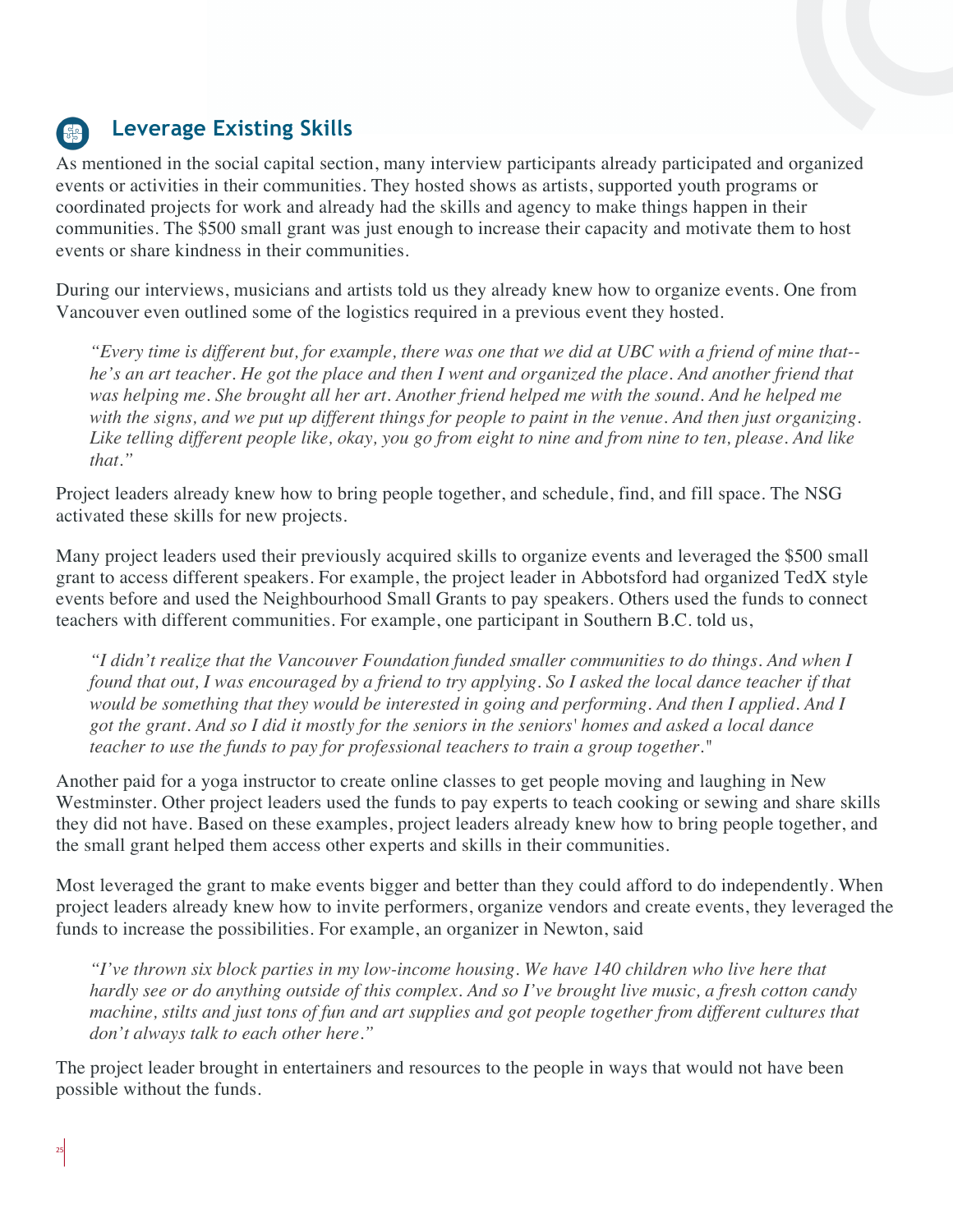## Leverage Existing Skills

As mentioned in the social capital section, many interview participants already participated and organized events or activities in their communities. They hosted shows as artists, supported youth programs or coordinated projects for work and already had the skills and agency to make things happen in their communities. The $500 small grant was just enough to increase their capacity and motivate them to host events or share kindness in their communities.

During our interviews, musicians and artists told us they already knew how to organize events. One from Vancouver even outlined some of the logistics required in a previous event they hosted.

> *"Every time is different but, for example, there was one that we did at UBC with a friend of mine that--he's an art teacher. He got the place and then I went and organized the place. And another friend that was helping me. She brought all her art. Another friend helped me with the sound. And he helped me with the signs, and we put up different things for people to paint in the venue. And then just organizing. Like telling different people like, okay, you go from eight to nine and from nine to ten, please. And like that."*

Project leaders already knew how to bring people together, and schedule, find, and fill space. The NSG activated these skills for new projects.

Many project leaders used their previously acquired skills to organize events and leveraged the $500 small grant to access different speakers. For example, the project leader in Abbotsford had organized TedX style events before and used the Neighbourhood Small Grants to pay speakers. Others used the funds to connect teachers with different communities. For example, one participant in Southern B.C. told us,

> *"I didn't realize that the Vancouver Foundation funded smaller communities to do things. And when I found that out, I was encouraged by a friend to try applying. So I asked the local dance teacher if that would be something that they would be interested in going and performing. And then I applied. And I got the grant. And so I did it mostly for the seniors in the seniors' homes and asked a local dance teacher to use the funds to pay for professional teachers to train a group together."*

Another paid for a yoga instructor to create online classes to get people moving and laughing in New Westminster. Other project leaders used the funds to pay experts to teach cooking or sewing and share skills they did not have. Based on these examples, project leaders already knew how to bring people together, and the small grant helped them access other experts and skills in their communities.

Most leveraged the grant to make events bigger and better than they could afford to do independently. When project leaders already knew how to invite performers, organize vendors and create events, they leveraged the funds to increase the possibilities. For example, an organizer in Newton, said

> *"I've thrown six block parties in my low-income housing. We have 140 children who live here that hardly see or do anything outside of this complex. And so I've brought live music, a fresh cotton candy machine, stilts and just tons of fun and art supplies and got people together from different cultures that don't always talk to each other here."*

The project leader brought in entertainers and resources to the people in ways that would not have been possible without the funds.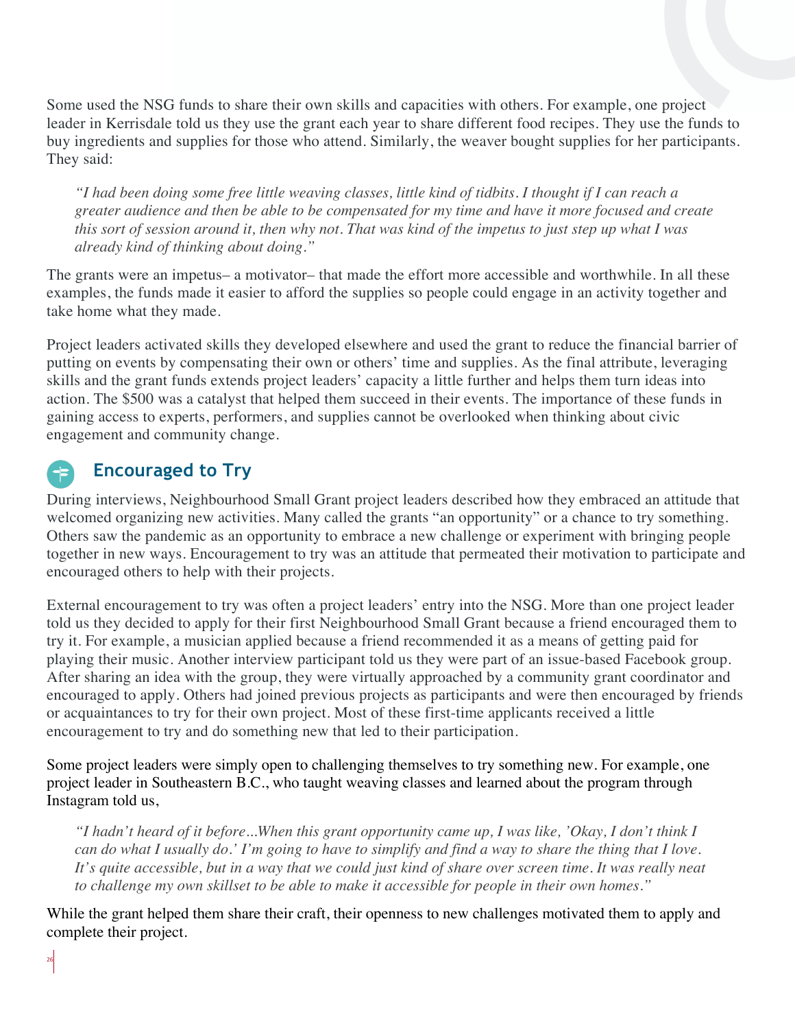Some used the NSG funds to share their own skills and capacities with others. For example, one project leader in Kerrisdale told us they use the grant each year to share different food recipes. They use the funds to buy ingredients and supplies for those who attend. Similarly, the weaver bought supplies for her participants. They said:

> *"I had been doing some free little weaving classes, little kind of tidbits. I thought if I can reach a greater audience and then be able to be compensated for my time and have it more focused and create this sort of session around it, then why not. That was kind of the impetus to just step up what I was already kind of thinking about doing."*

The grants were an impetus– a motivator– that made the effort more accessible and worthwhile. In all these examples, the funds made it easier to afford the supplies so people could engage in an activity together and take home what they made.

Project leaders activated skills they developed elsewhere and used the grant to reduce the financial barrier of putting on events by compensating their own or others' time and supplies. As the final attribute, leveraging skills and the grant funds extends project leaders' capacity a little further and helps them turn ideas into action. The $500 was a catalyst that helped them succeed in their events. The importance of these funds in gaining access to experts, performers, and supplies cannot be overlooked when thinking about civic engagement and community change.

## Encouraged to Try

During interviews, Neighbourhood Small Grant project leaders described how they embraced an attitude that welcomed organizing new activities. Many called the grants "an opportunity" or a chance to try something. Others saw the pandemic as an opportunity to embrace a new challenge or experiment with bringing people together in new ways. Encouragement to try was an attitude that permeated their motivation to participate and encouraged others to help with their projects.

External encouragement to try was often a project leaders' entry into the NSG. More than one project leader told us they decided to apply for their first Neighbourhood Small Grant because a friend encouraged them to try it. For example, a musician applied because a friend recommended it as a means of getting paid for playing their music. Another interview participant told us they were part of an issue-based Facebook group. After sharing an idea with the group, they were virtually approached by a community grant coordinator and encouraged to apply. Others had joined previous projects as participants and were then encouraged by friends or acquaintances to try for their own project. Most of these first-time applicants received a little encouragement to try and do something new that led to their participation.

Some project leaders were simply open to challenging themselves to try something new. For example, one project leader in Southeastern B.C., who taught weaving classes and learned about the program through Instagram told us,

> *"I hadn't heard of it before...When this grant opportunity came up, I was like, 'Okay, I don't think I can do what I usually do.' I'm going to have to simplify and find a way to share the thing that I love. It's quite accessible, but in a way that we could just kind of share over screen time. It was really neat to challenge my own skillset to be able to make it accessible for people in their own homes."*

While the grant helped them share their craft, their openness to new challenges motivated them to apply and complete their project.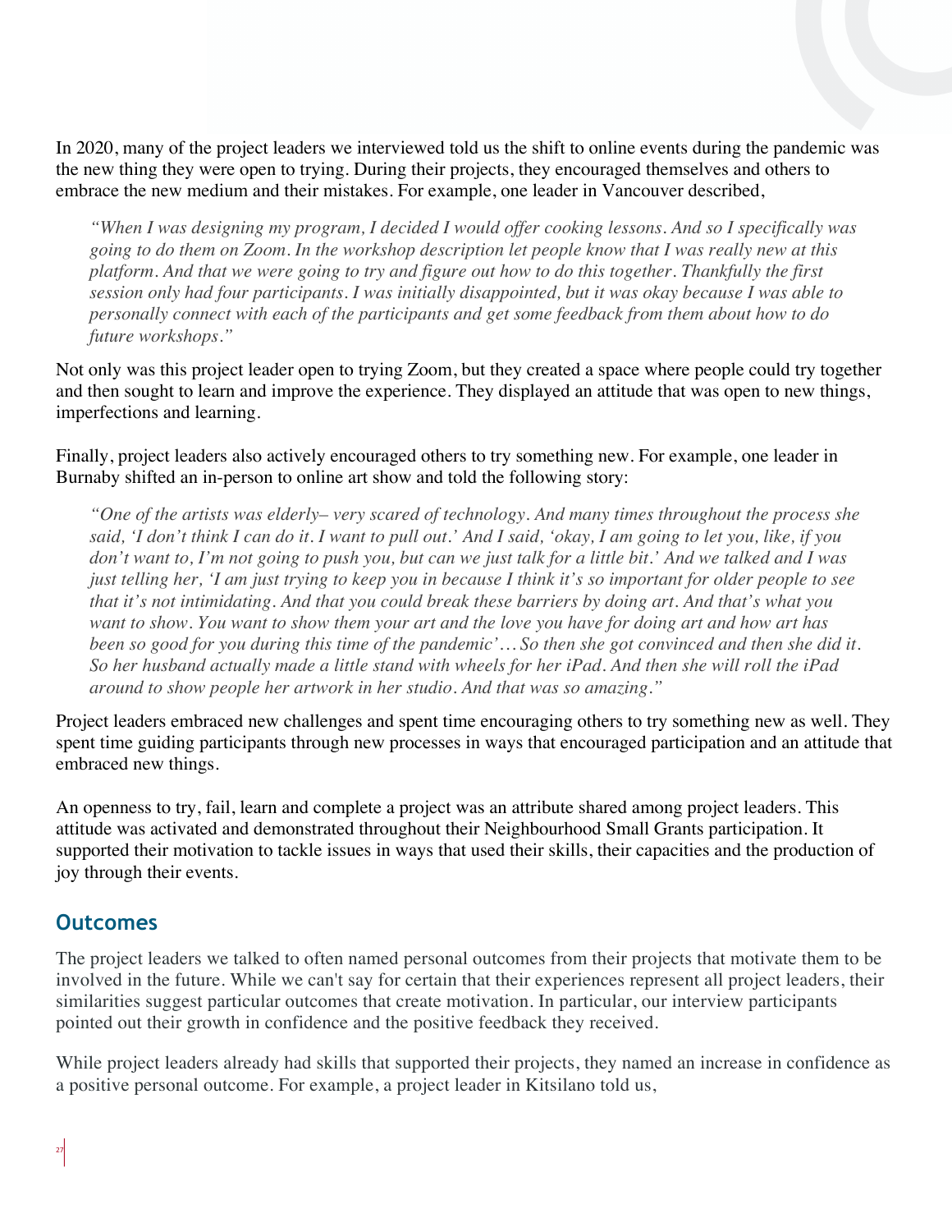In 2020, many of the project leaders we interviewed told us the shift to online events during the pandemic was the new thing they were open to trying. During their projects, they encouraged themselves and others to embrace the new medium and their mistakes. For example, one leader in Vancouver described,

> *"When I was designing my program, I decided I would offer cooking lessons. And so I specifically was going to do them on Zoom. In the workshop description let people know that I was really new at this platform. And that we were going to try and figure out how to do this together. Thankfully the first session only had four participants. I was initially disappointed, but it was okay because I was able to personally connect with each of the participants and get some feedback from them about how to do future workshops."*

Not only was this project leader open to trying Zoom, but they created a space where people could try together and then sought to learn and improve the experience. They displayed an attitude that was open to new things, imperfections and learning.

Finally, project leaders also actively encouraged others to try something new. For example, one leader in Burnaby shifted an in-person to online art show and told the following story:

> *"One of the artists was elderly– very scared of technology. And many times throughout the process she said, 'I don't think I can do it. I want to pull out.' And I said, 'okay, I am going to let you, like, if you don't want to, I'm not going to push you, but can we just talk for a little bit.' And we talked and I was just telling her, 'I am just trying to keep you in because I think it's so important for older people to see that it's not intimidating. And that you could break these barriers by doing art. And that's what you want to show. You want to show them your art and the love you have for doing art and how art has been so good for you during this time of the pandemic'… So then she got convinced and then she did it. So her husband actually made a little stand with wheels for her iPad. And then she will roll the iPad around to show people her artwork in her studio. And that was so amazing."*

Project leaders embraced new challenges and spent time encouraging others to try something new as well. They spent time guiding participants through new processes in ways that encouraged participation and an attitude that embraced new things.

An openness to try, fail, learn and complete a project was an attribute shared among project leaders. This attitude was activated and demonstrated throughout their Neighbourhood Small Grants participation. It supported their motivation to tackle issues in ways that used their skills, their capacities and the production of joy through their events.

## Outcomes

The project leaders we talked to often named personal outcomes from their projects that motivate them to be involved in the future. While we can't say for certain that their experiences represent all project leaders, their similarities suggest particular outcomes that create motivation. In particular, our interview participants pointed out their growth in confidence and the positive feedback they received.

While project leaders already had skills that supported their projects, they named an increase in confidence as a positive personal outcome. For example, a project leader in Kitsilano told us,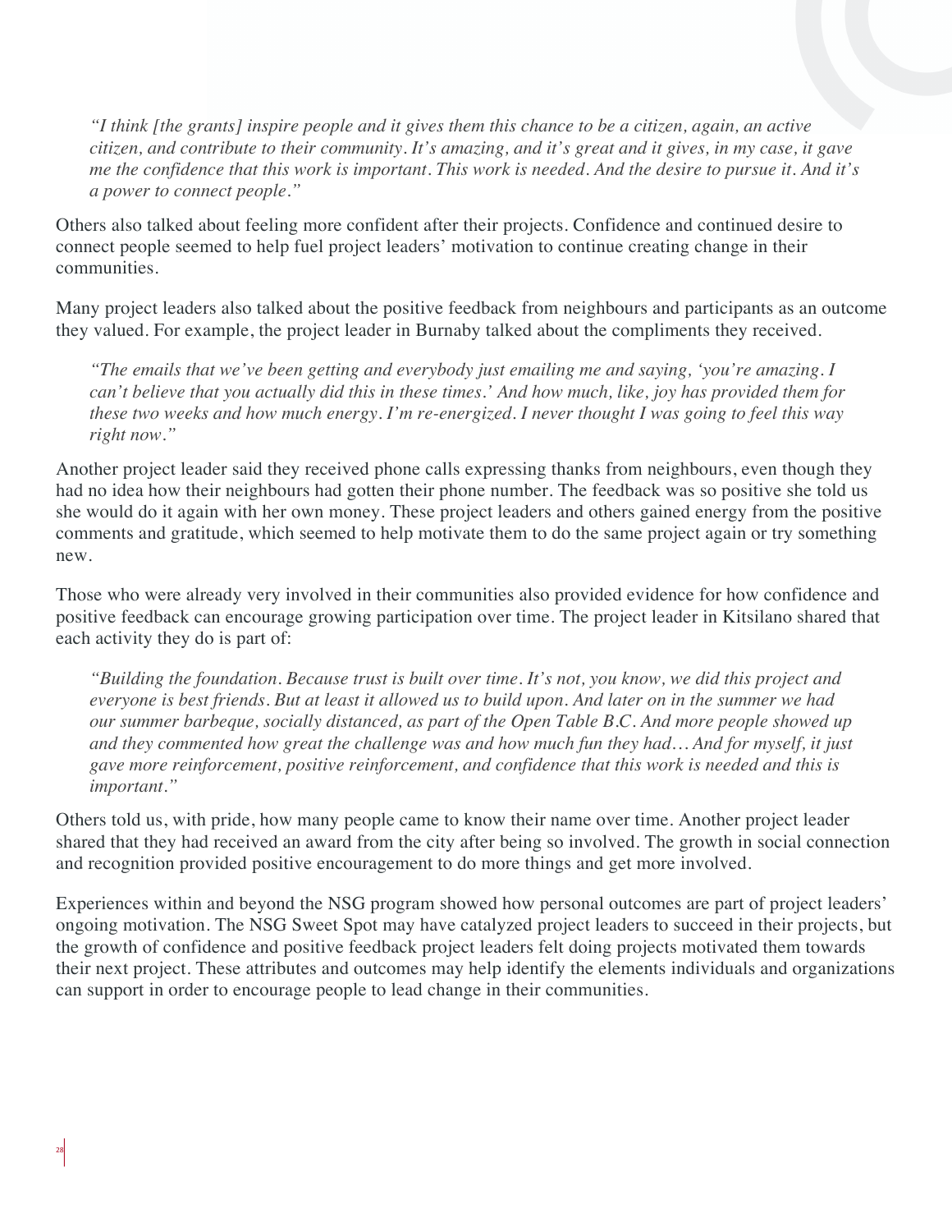> *"I think [the grants] inspire people and it gives them this chance to be a citizen, again, an active citizen, and contribute to their community. It's amazing, and it's great and it gives, in my case, it gave me the confidence that this work is important. This work is needed. And the desire to pursue it. And it's a power to connect people."*

Others also talked about feeling more confident after their projects. Confidence and continued desire to connect people seemed to help fuel project leaders' motivation to continue creating change in their communities.

Many project leaders also talked about the positive feedback from neighbours and participants as an outcome they valued. For example, the project leader in Burnaby talked about the compliments they received.

> *"The emails that we've been getting and everybody just emailing me and saying, 'you're amazing. I can't believe that you actually did this in these times.' And how much, like, joy has provided them for these two weeks and how much energy. I'm re-energized. I never thought I was going to feel this way right now."*

Another project leader said they received phone calls expressing thanks from neighbours, even though they had no idea how their neighbours had gotten their phone number. The feedback was so positive she told us she would do it again with her own money. These project leaders and others gained energy from the positive comments and gratitude, which seemed to help motivate them to do the same project again or try something new.

Those who were already very involved in their communities also provided evidence for how confidence and positive feedback can encourage growing participation over time. The project leader in Kitsilano shared that each activity they do is part of:

> *"Building the foundation. Because trust is built over time. It's not, you know, we did this project and everyone is best friends. But at least it allowed us to build upon. And later on in the summer we had our summer barbeque, socially distanced, as part of the Open Table B.C. And more people showed up and they commented how great the challenge was and how much fun they had… And for myself, it just gave more reinforcement, positive reinforcement, and confidence that this work is needed and this is important."*

Others told us, with pride, how many people came to know their name over time. Another project leader shared that they had received an award from the city after being so involved. The growth in social connection and recognition provided positive encouragement to do more things and get more involved.

Experiences within and beyond the NSG program showed how personal outcomes are part of project leaders' ongoing motivation. The NSG Sweet Spot may have catalyzed project leaders to succeed in their projects, but the growth of confidence and positive feedback project leaders felt doing projects motivated them towards their next project. These attributes and outcomes may help identify the elements individuals and organizations can support in order to encourage people to lead change in their communities.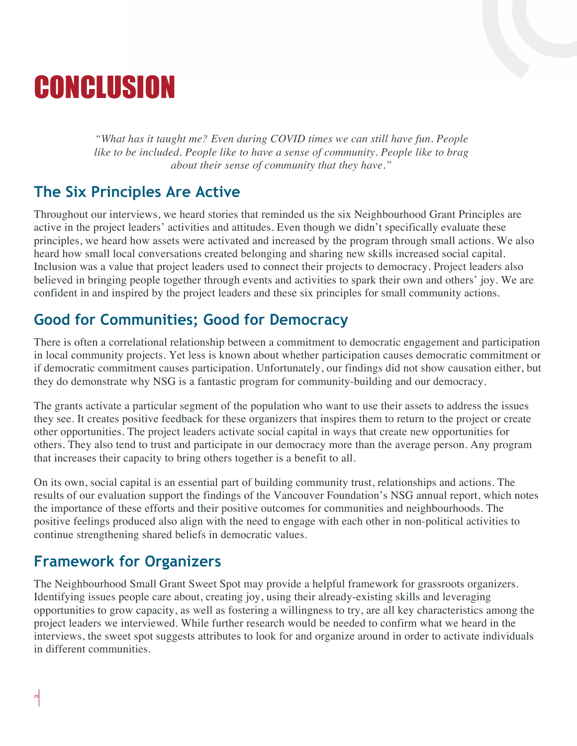# CONCLUSION

*"What has it taught me? Even during COVID times we can still have fun. People like to be included. People like to have a sense of community. People like to brag about their sense of community that they have."*

## The Six Principles Are Active

Throughout our interviews, we heard stories that reminded us the six Neighbourhood Grant Principles are active in the project leaders' activities and attitudes. Even though we didn't specifically evaluate these principles, we heard how assets were activated and increased by the program through small actions. We also heard how small local conversations created belonging and sharing new skills increased social capital. Inclusion was a value that project leaders used to connect their projects to democracy. Project leaders also believed in bringing people together through events and activities to spark their own and others' joy. We are confident in and inspired by the project leaders and these six principles for small community actions.

## Good for Communities; Good for Democracy

There is often a correlational relationship between a commitment to democratic engagement and participation in local community projects. Yet less is known about whether participation causes democratic commitment or if democratic commitment causes participation. Unfortunately, our findings did not show causation either, but they do demonstrate why NSG is a fantastic program for community-building and our democracy.

The grants activate a particular segment of the population who want to use their assets to address the issues they see. It creates positive feedback for these organizers that inspires them to return to the project or create other opportunities. The project leaders activate social capital in ways that create new opportunities for others. They also tend to trust and participate in our democracy more than the average person. Any program that increases their capacity to bring others together is a benefit to all.

On its own, social capital is an essential part of building community trust, relationships and actions. The results of our evaluation support the findings of the Vancouver Foundation's NSG annual report, which notes the importance of these efforts and their positive outcomes for communities and neighbourhoods. The positive feelings produced also align with the need to engage with each other in non-political activities to continue strengthening shared beliefs in democratic values.

## Framework for Organizers

The Neighbourhood Small Grant Sweet Spot may provide a helpful framework for grassroots organizers. Identifying issues people care about, creating joy, using their already-existing skills and leveraging opportunities to grow capacity, as well as fostering a willingness to try, are all key characteristics among the project leaders we interviewed. While further research would be needed to confirm what we heard in the interviews, the sweet spot suggests attributes to look for and organize around in order to activate individuals in different communities.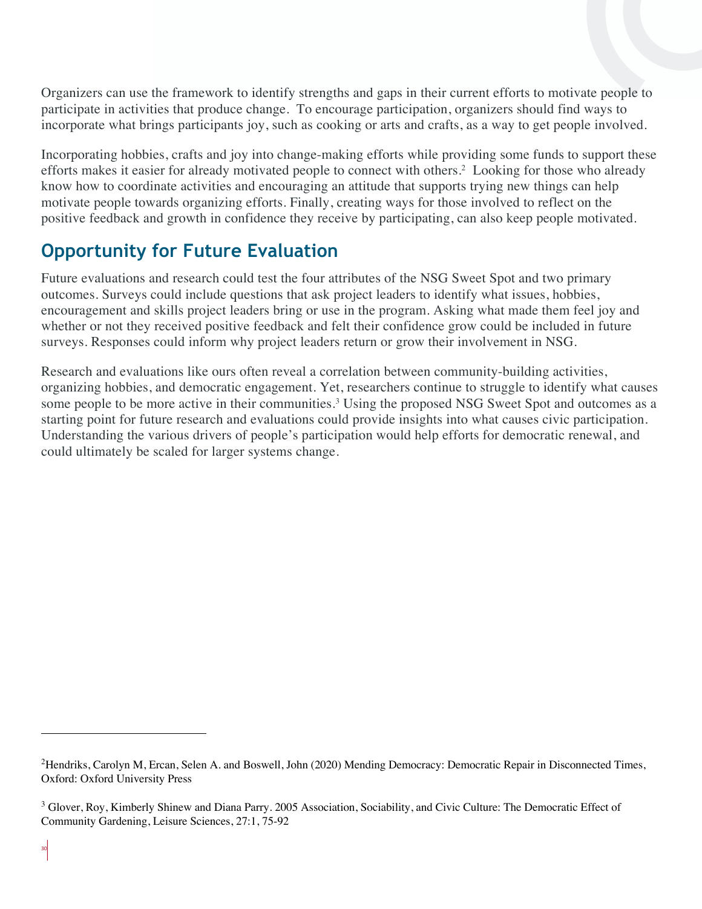Organizers can use the framework to identify strengths and gaps in their current efforts to motivate people to participate in activities that produce change. To encourage participation, organizers should find ways to incorporate what brings participants joy, such as cooking or arts and crafts, as a way to get people involved.

Incorporating hobbies, crafts and joy into change-making efforts while providing some funds to support these efforts makes it easier for already motivated people to connect with others.[2] Looking for those who already know how to coordinate activities and encouraging an attitude that supports trying new things can help motivate people towards organizing efforts. Finally, creating ways for those involved to reflect on the positive feedback and growth in confidence they receive by participating, can also keep people motivated.

## Opportunity for Future Evaluation

Future evaluations and research could test the four attributes of the NSG Sweet Spot and two primary outcomes. Surveys could include questions that ask project leaders to identify what issues, hobbies, encouragement and skills project leaders bring or use in the program. Asking what made them feel joy and whether or not they received positive feedback and felt their confidence grow could be included in future surveys. Responses could inform why project leaders return or grow their involvement in NSG.

Research and evaluations like ours often reveal a correlation between community-building activities, organizing hobbies, and democratic engagement. Yet, researchers continue to struggle to identify what causes some people to be more active in their communities.[3] Using the proposed NSG Sweet Spot and outcomes as a starting point for future research and evaluations could provide insights into what causes civic participation. Understanding the various drivers of people's participation would help efforts for democratic renewal, and could ultimately be scaled for larger systems change.

---

[2] Hendriks, Carolyn M, Ercan, Selen A. and Boswell, John (2020) Mending Democracy: Democratic Repair in Disconnected Times, Oxford: Oxford University Press

[3] Glover, Roy, Kimberly Shinew and Diana Parry. 2005 Association, Sociability, and Civic Culture: The Democratic Effect of Community Gardening, Leisure Sciences, 27:1, 75-92